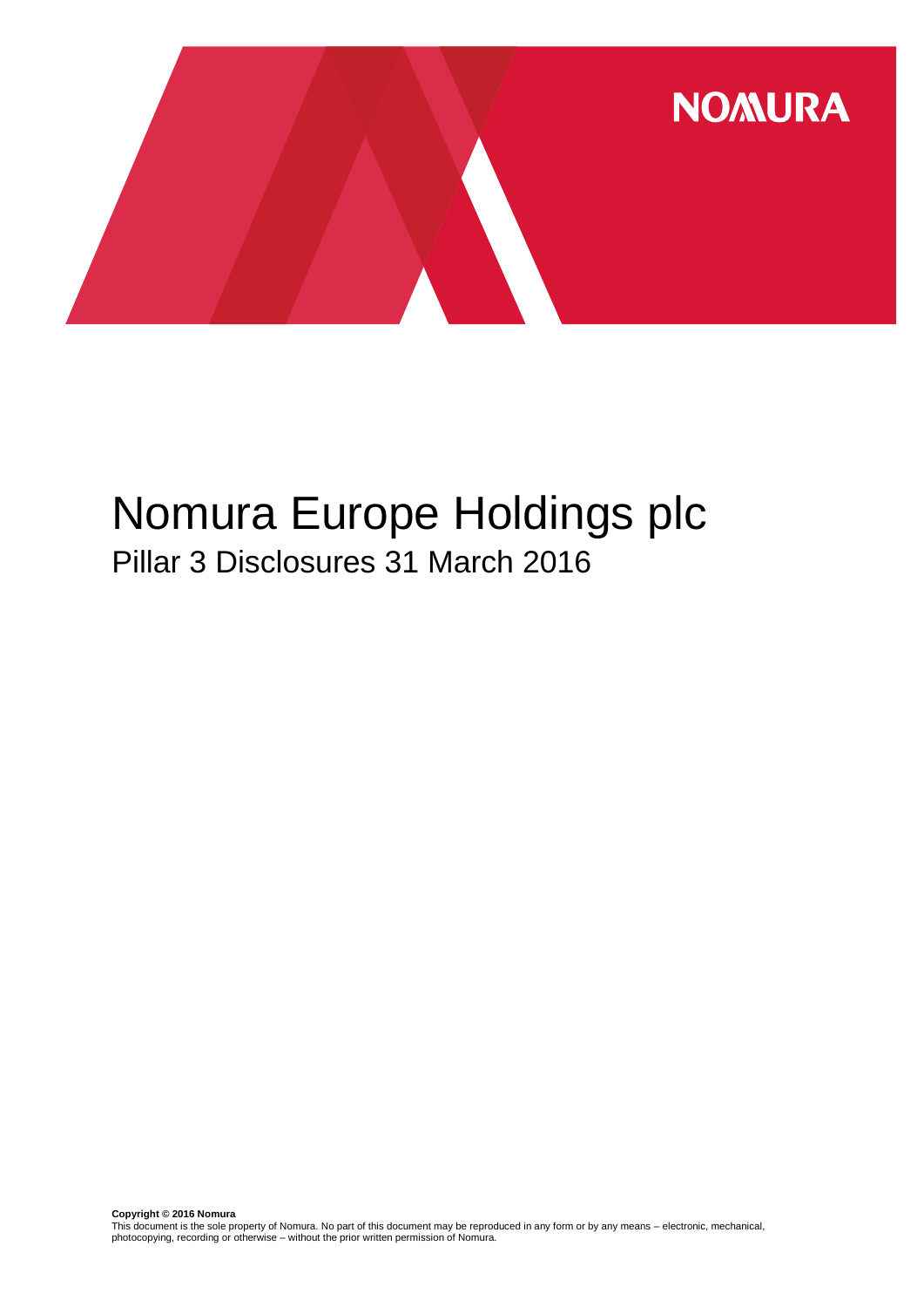NOMURA

# Nomura Europe Holdings plc

## Pillar 3 Disclosures 31 March 2016

**Copyright © 2016 Nomura**

This document is the sole property of Nomura. No part of this document may be reproduced in any form or by any means – electronic, mechanical, photocopying, recording or otherwise – without the prior written permission of Nomura.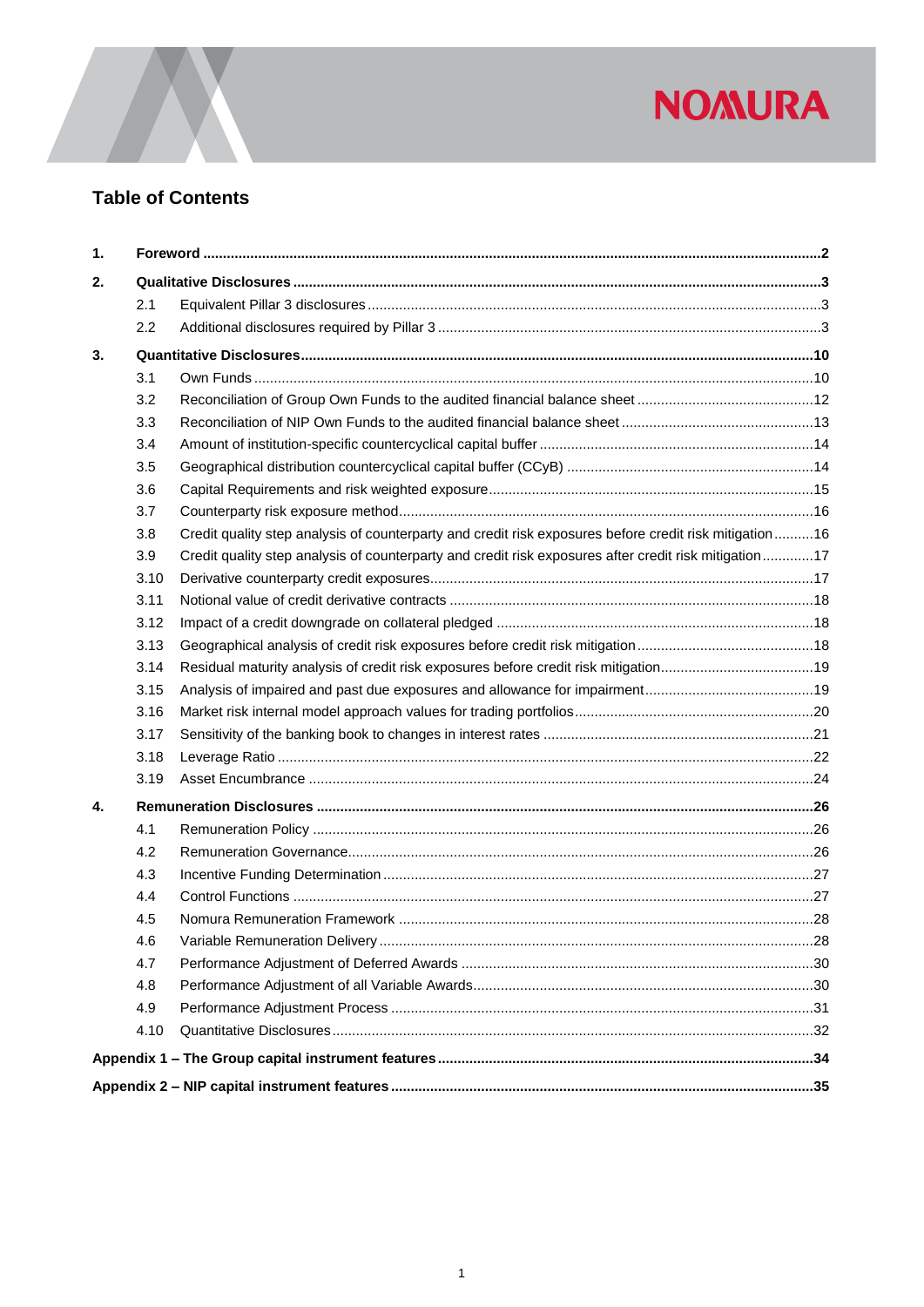## Table of Contents

| | | | |
|---|---|---|---|
| **1.** | **Foreword** | | **2** |
| **2.** | **Qualitative Disclosures** | | **3** |
| | 2.1 | Equivalent Pillar 3 disclosures | 3 |
| | 2.2 | Additional disclosures required by Pillar 3 | 3 |
| **3.** | **Quantitative Disclosures** | | **10** |
| | 3.1 | Own Funds | 10 |
| | 3.2 | Reconciliation of Group Own Funds to the audited financial balance sheet | 12 |
| | 3.3 | Reconciliation of NIP Own Funds to the audited financial balance sheet | 13 |
| | 3.4 | Amount of institution-specific countercyclical capital buffer | 14 |
| | 3.5 | Geographical distribution countercyclical capital buffer (CCyB) | 14 |
| | 3.6 | Capital Requirements and risk weighted exposure | 15 |
| | 3.7 | Counterparty risk exposure method | 16 |
| | 3.8 | Credit quality step analysis of counterparty and credit risk exposures before credit risk mitigation | 16 |
| | 3.9 | Credit quality step analysis of counterparty and credit risk exposures after credit risk mitigation | 17 |
| | 3.10 | Derivative counterparty credit exposures | 17 |
| | 3.11 | Notional value of credit derivative contracts | 18 |
| | 3.12 | Impact of a credit downgrade on collateral pledged | 18 |
| | 3.13 | Geographical analysis of credit risk exposures before credit risk mitigation | 18 |
| | 3.14 | Residual maturity analysis of credit risk exposures before credit risk mitigation | 19 |
| | 3.15 | Analysis of impaired and past due exposures and allowance for impairment | 19 |
| | 3.16 | Market risk internal model approach values for trading portfolios | 20 |
| | 3.17 | Sensitivity of the banking book to changes in interest rates | 21 |
| | 3.18 | Leverage Ratio | 22 |
| | 3.19 | Asset Encumbrance | 24 |
| **4.** | **Remuneration Disclosures** | | **26** |
| | 4.1 | Remuneration Policy | 26 |
| | 4.2 | Remuneration Governance | 26 |
| | 4.3 | Incentive Funding Determination | 27 |
| | 4.4 | Control Functions | 27 |
| | 4.5 | Nomura Remuneration Framework | 28 |
| | 4.6 | Variable Remuneration Delivery | 28 |
| | 4.7 | Performance Adjustment of Deferred Awards | 30 |
| | 4.8 | Performance Adjustment of all Variable Awards | 30 |
| | 4.9 | Performance Adjustment Process | 31 |
| | 4.10 | Quantitative Disclosures | 32 |
| **Appendix 1 – The Group capital instrument features** | | | **34** |
| **Appendix 2 – NIP capital instrument features** | | | **35** |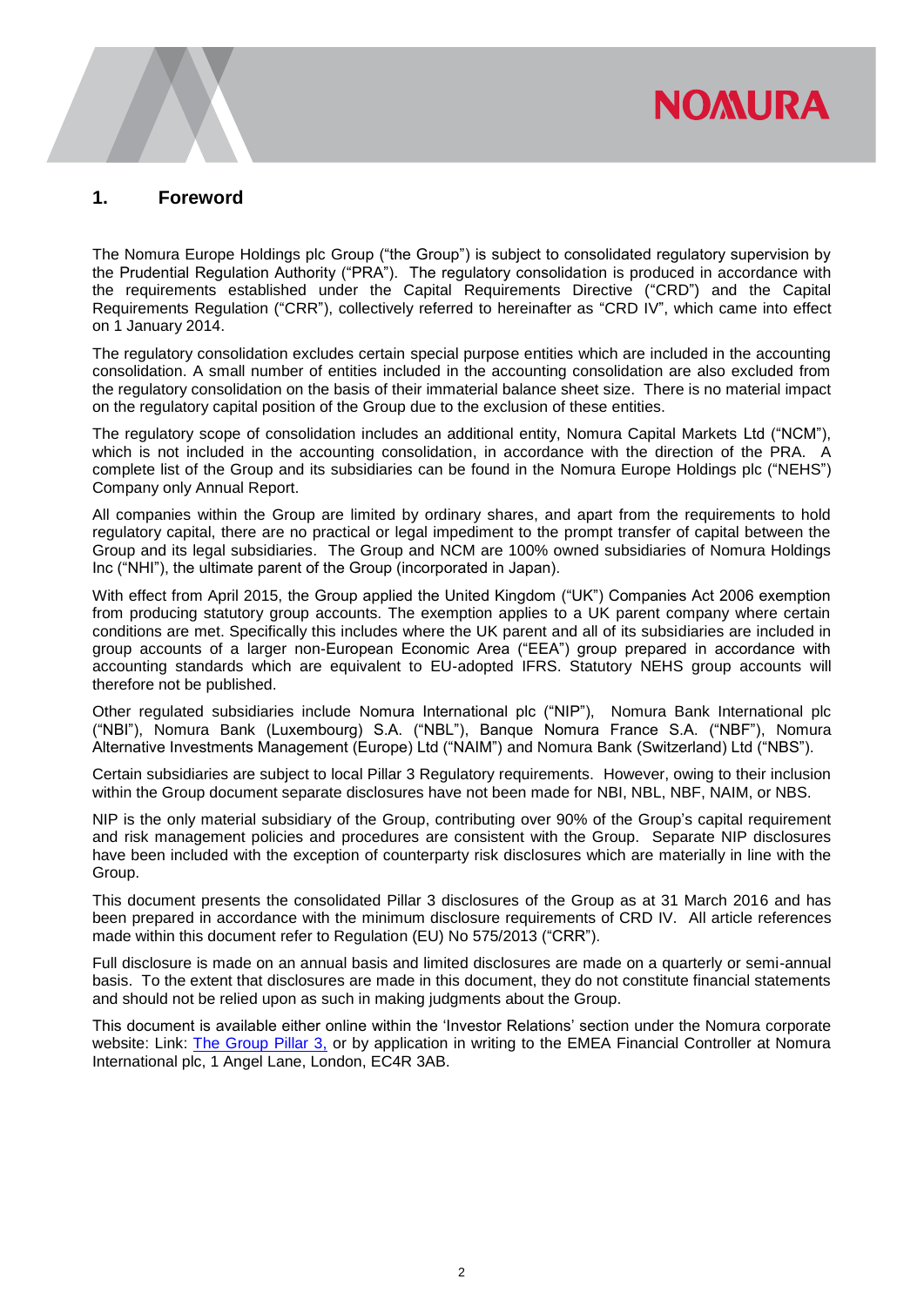# 1. Foreword

The Nomura Europe Holdings plc Group ("the Group") is subject to consolidated regulatory supervision by the Prudential Regulation Authority ("PRA"). The regulatory consolidation is produced in accordance with the requirements established under the Capital Requirements Directive ("CRD") and the Capital Requirements Regulation ("CRR"), collectively referred to hereinafter as "CRD IV", which came into effect on 1 January 2014.

The regulatory consolidation excludes certain special purpose entities which are included in the accounting consolidation. A small number of entities included in the accounting consolidation are also excluded from the regulatory consolidation on the basis of their immaterial balance sheet size. There is no material impact on the regulatory capital position of the Group due to the exclusion of these entities.

The regulatory scope of consolidation includes an additional entity, Nomura Capital Markets Ltd ("NCM"), which is not included in the accounting consolidation, in accordance with the direction of the PRA. A complete list of the Group and its subsidiaries can be found in the Nomura Europe Holdings plc ("NEHS") Company only Annual Report.

All companies within the Group are limited by ordinary shares, and apart from the requirements to hold regulatory capital, there are no practical or legal impediment to the prompt transfer of capital between the Group and its legal subsidiaries. The Group and NCM are 100% owned subsidiaries of Nomura Holdings Inc ("NHI"), the ultimate parent of the Group (incorporated in Japan).

With effect from April 2015, the Group applied the United Kingdom ("UK") Companies Act 2006 exemption from producing statutory group accounts. The exemption applies to a UK parent company where certain conditions are met. Specifically this includes where the UK parent and all of its subsidiaries are included in group accounts of a larger non-European Economic Area ("EEA") group prepared in accordance with accounting standards which are equivalent to EU-adopted IFRS. Statutory NEHS group accounts will therefore not be published.

Other regulated subsidiaries include Nomura International plc ("NIP"), Nomura Bank International plc ("NBI"), Nomura Bank (Luxembourg) S.A. ("NBL"), Banque Nomura France S.A. ("NBF"), Nomura Alternative Investments Management (Europe) Ltd ("NAIM") and Nomura Bank (Switzerland) Ltd ("NBS").

Certain subsidiaries are subject to local Pillar 3 Regulatory requirements. However, owing to their inclusion within the Group document separate disclosures have not been made for NBI, NBL, NBF, NAIM, or NBS.

NIP is the only material subsidiary of the Group, contributing over 90% of the Group's capital requirement and risk management policies and procedures are consistent with the Group. Separate NIP disclosures have been included with the exception of counterparty risk disclosures which are materially in line with the Group.

This document presents the consolidated Pillar 3 disclosures of the Group as at 31 March 2016 and has been prepared in accordance with the minimum disclosure requirements of CRD IV. All article references made within this document refer to Regulation (EU) No 575/2013 ("CRR").

Full disclosure is made on an annual basis and limited disclosures are made on a quarterly or semi-annual basis. To the extent that disclosures are made in this document, they do not constitute financial statements and should not be relied upon as such in making judgments about the Group.

This document is available either online within the 'Investor Relations' section under the Nomura corporate website: Link: The Group Pillar 3, or by application in writing to the EMEA Financial Controller at Nomura International plc, 1 Angel Lane, London, EC4R 3AB.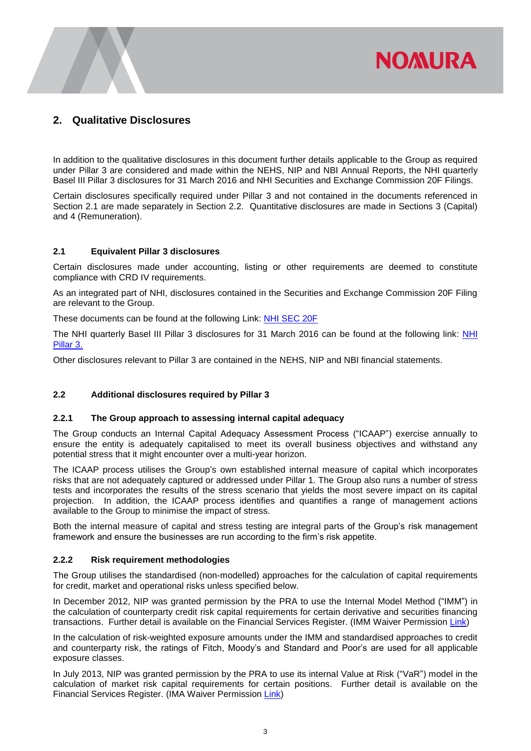## 2. Qualitative Disclosures

In addition to the qualitative disclosures in this document further details applicable to the Group as required under Pillar 3 are considered and made within the NEHS, NIP and NBI Annual Reports, the NHI quarterly Basel III Pillar 3 disclosures for 31 March 2016 and NHI Securities and Exchange Commission 20F Filings.

Certain disclosures specifically required under Pillar 3 and not contained in the documents referenced in Section 2.1 are made separately in Section 2.2. Quantitative disclosures are made in Sections 3 (Capital) and 4 (Remuneration).

### 2.1 Equivalent Pillar 3 disclosures

Certain disclosures made under accounting, listing or other requirements are deemed to constitute compliance with CRD IV requirements.

As an integrated part of NHI, disclosures contained in the Securities and Exchange Commission 20F Filing are relevant to the Group.

These documents can be found at the following Link: NHI SEC 20F

The NHI quarterly Basel III Pillar 3 disclosures for 31 March 2016 can be found at the following link: NHI Pillar 3.

Other disclosures relevant to Pillar 3 are contained in the NEHS, NIP and NBI financial statements.

### 2.2 Additional disclosures required by Pillar 3

#### 2.2.1 The Group approach to assessing internal capital adequacy

The Group conducts an Internal Capital Adequacy Assessment Process ("ICAAP") exercise annually to ensure the entity is adequately capitalised to meet its overall business objectives and withstand any potential stress that it might encounter over a multi-year horizon.

The ICAAP process utilises the Group's own established internal measure of capital which incorporates risks that are not adequately captured or addressed under Pillar 1. The Group also runs a number of stress tests and incorporates the results of the stress scenario that yields the most severe impact on its capital projection. In addition, the ICAAP process identifies and quantifies a range of management actions available to the Group to minimise the impact of stress.

Both the internal measure of capital and stress testing are integral parts of the Group's risk management framework and ensure the businesses are run according to the firm's risk appetite.

#### 2.2.2 Risk requirement methodologies

The Group utilises the standardised (non-modelled) approaches for the calculation of capital requirements for credit, market and operational risks unless specified below.

In December 2012, NIP was granted permission by the PRA to use the Internal Model Method ("IMM") in the calculation of counterparty credit risk capital requirements for certain derivative and securities financing transactions. Further detail is available on the Financial Services Register. (IMM Waiver Permission Link)

In the calculation of risk-weighted exposure amounts under the IMM and standardised approaches to credit and counterparty risk, the ratings of Fitch, Moody's and Standard and Poor's are used for all applicable exposure classes.

In July 2013, NIP was granted permission by the PRA to use its internal Value at Risk ("VaR") model in the calculation of market risk capital requirements for certain positions. Further detail is available on the Financial Services Register. (IMA Waiver Permission Link)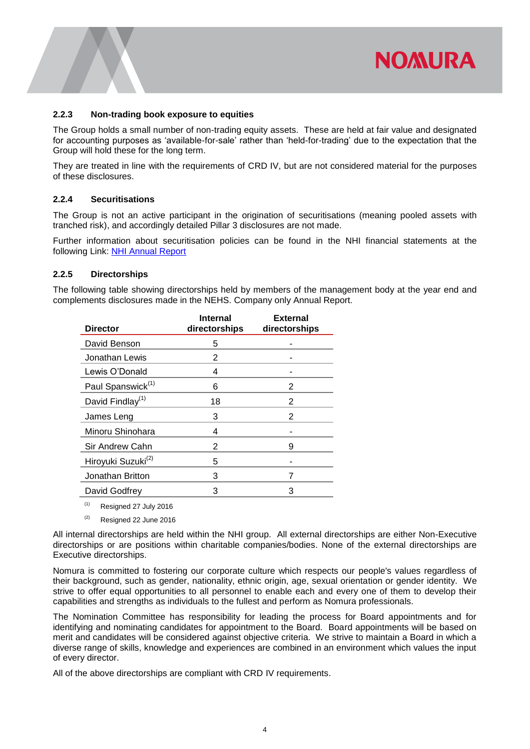### 2.2.3 Non-trading book exposure to equities

The Group holds a small number of non-trading equity assets. These are held at fair value and designated for accounting purposes as 'available-for-sale' rather than 'held-for-trading' due to the expectation that the Group will hold these for the long term.

They are treated in line with the requirements of CRD IV, but are not considered material for the purposes of these disclosures.

### 2.2.4 Securitisations

The Group is not an active participant in the origination of securitisations (meaning pooled assets with tranched risk), and accordingly detailed Pillar 3 disclosures are not made.

Further information about securitisation policies can be found in the NHI financial statements at the following Link: NHI Annual Report

### 2.2.5 Directorships

The following table showing directorships held by members of the management body at the year end and complements disclosures made in the NEHS. Company only Annual Report.

| Director | Internal directorships | External directorships |
|---|---|---|
| David Benson | 5 | - |
| Jonathan Lewis | 2 | - |
| Lewis O'Donald | 4 | - |
| Paul Spanswick[(1)] | 6 | 2 |
| David Findlay[(1)] | 18 | 2 |
| James Leng | 3 | 2 |
| Minoru Shinohara | 4 | - |
| Sir Andrew Cahn | 2 | 9 |
| Hiroyuki Suzuki[(2)] | 5 | - |
| Jonathan Britton | 3 | 7 |
| David Godfrey | 3 | 3 |

(1) Resigned 27 July 2016

(2) Resigned 22 June 2016

All internal directorships are held within the NHI group. All external directorships are either Non-Executive directorships or are positions within charitable companies/bodies. None of the external directorships are Executive directorships.

Nomura is committed to fostering our corporate culture which respects our people's values regardless of their background, such as gender, nationality, ethnic origin, age, sexual orientation or gender identity. We strive to offer equal opportunities to all personnel to enable each and every one of them to develop their capabilities and strengths as individuals to the fullest and perform as Nomura professionals.

The Nomination Committee has responsibility for leading the process for Board appointments and for identifying and nominating candidates for appointment to the Board. Board appointments will be based on merit and candidates will be considered against objective criteria. We strive to maintain a Board in which a diverse range of skills, knowledge and experiences are combined in an environment which values the input of every director.

All of the above directorships are compliant with CRD IV requirements.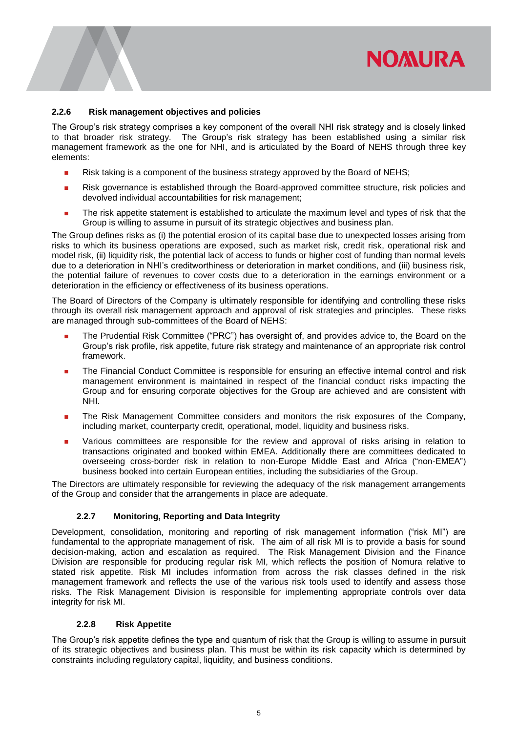### 2.2.6 Risk management objectives and policies

The Group's risk strategy comprises a key component of the overall NHI risk strategy and is closely linked to that broader risk strategy. The Group's risk strategy has been established using a similar risk management framework as the one for NHI, and is articulated by the Board of NEHS through three key elements:

- Risk taking is a component of the business strategy approved by the Board of NEHS;
- Risk governance is established through the Board-approved committee structure, risk policies and devolved individual accountabilities for risk management;
- The risk appetite statement is established to articulate the maximum level and types of risk that the Group is willing to assume in pursuit of its strategic objectives and business plan.

The Group defines risks as (i) the potential erosion of its capital base due to unexpected losses arising from risks to which its business operations are exposed, such as market risk, credit risk, operational risk and model risk, (ii) liquidity risk, the potential lack of access to funds or higher cost of funding than normal levels due to a deterioration in NHI's creditworthiness or deterioration in market conditions, and (iii) business risk, the potential failure of revenues to cover costs due to a deterioration in the earnings environment or a deterioration in the efficiency or effectiveness of its business operations.

The Board of Directors of the Company is ultimately responsible for identifying and controlling these risks through its overall risk management approach and approval of risk strategies and principles. These risks are managed through sub-committees of the Board of NEHS:

- The Prudential Risk Committee ("PRC") has oversight of, and provides advice to, the Board on the Group's risk profile, risk appetite, future risk strategy and maintenance of an appropriate risk control framework.
- The Financial Conduct Committee is responsible for ensuring an effective internal control and risk management environment is maintained in respect of the financial conduct risks impacting the Group and for ensuring corporate objectives for the Group are achieved and are consistent with NHI.
- The Risk Management Committee considers and monitors the risk exposures of the Company, including market, counterparty credit, operational, model, liquidity and business risks.
- Various committees are responsible for the review and approval of risks arising in relation to transactions originated and booked within EMEA. Additionally there are committees dedicated to overseeing cross-border risk in relation to non-Europe Middle East and Africa ("non-EMEA") business booked into certain European entities, including the subsidiaries of the Group.

The Directors are ultimately responsible for reviewing the adequacy of the risk management arrangements of the Group and consider that the arrangements in place are adequate.

### 2.2.7 Monitoring, Reporting and Data Integrity

Development, consolidation, monitoring and reporting of risk management information ("risk MI") are fundamental to the appropriate management of risk. The aim of all risk MI is to provide a basis for sound decision-making, action and escalation as required. The Risk Management Division and the Finance Division are responsible for producing regular risk MI, which reflects the position of Nomura relative to stated risk appetite. Risk MI includes information from across the risk classes defined in the risk management framework and reflects the use of the various risk tools used to identify and assess those risks. The Risk Management Division is responsible for implementing appropriate controls over data integrity for risk MI.

### 2.2.8 Risk Appetite

The Group's risk appetite defines the type and quantum of risk that the Group is willing to assume in pursuit of its strategic objectives and business plan. This must be within its risk capacity which is determined by constraints including regulatory capital, liquidity, and business conditions.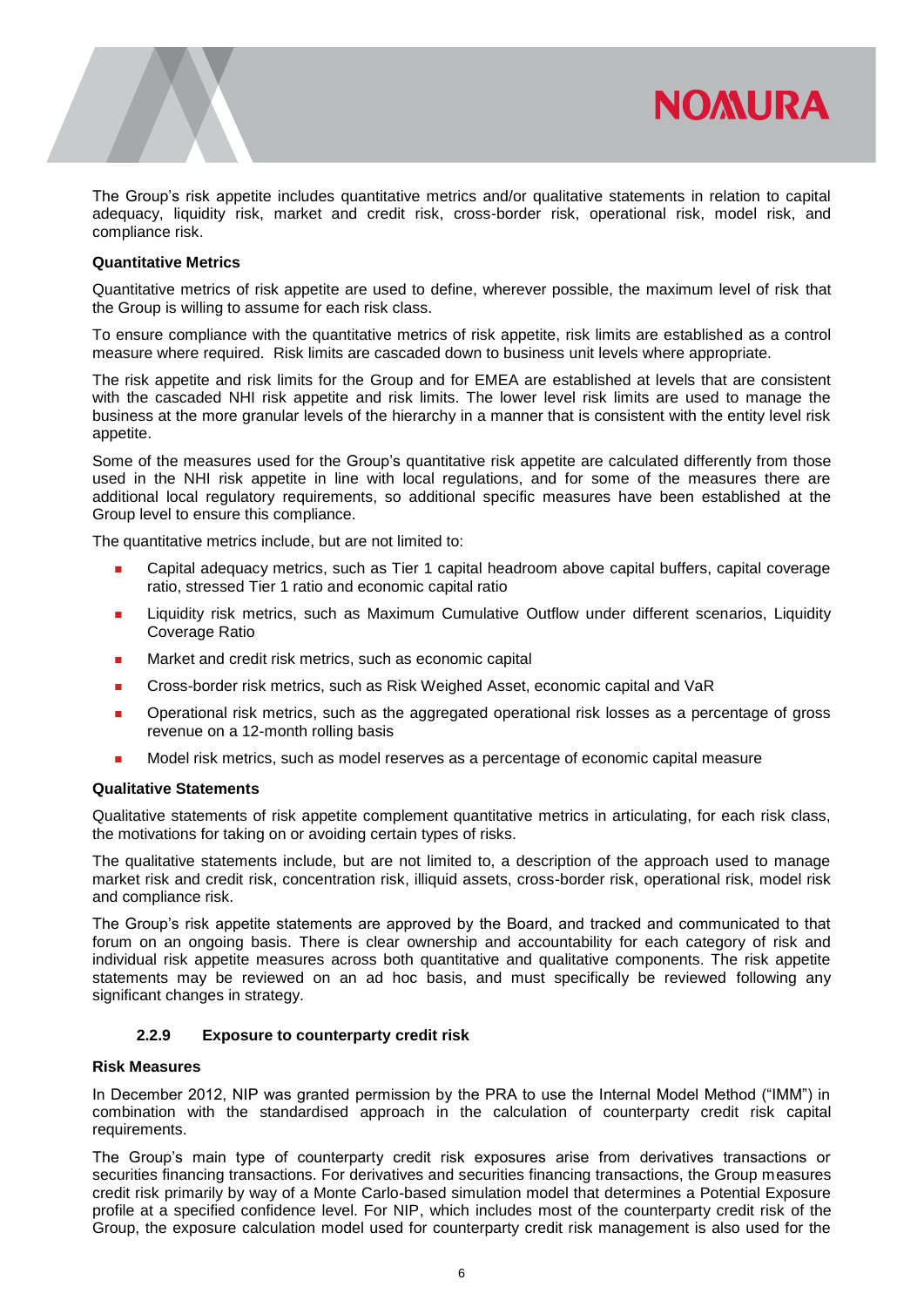The Group's risk appetite includes quantitative metrics and/or qualitative statements in relation to capital adequacy, liquidity risk, market and credit risk, cross-border risk, operational risk, model risk, and compliance risk.

**Quantitative Metrics**

Quantitative metrics of risk appetite are used to define, wherever possible, the maximum level of risk that the Group is willing to assume for each risk class.

To ensure compliance with the quantitative metrics of risk appetite, risk limits are established as a control measure where required. Risk limits are cascaded down to business unit levels where appropriate.

The risk appetite and risk limits for the Group and for EMEA are established at levels that are consistent with the cascaded NHI risk appetite and risk limits. The lower level risk limits are used to manage the business at the more granular levels of the hierarchy in a manner that is consistent with the entity level risk appetite.

Some of the measures used for the Group's quantitative risk appetite are calculated differently from those used in the NHI risk appetite in line with local regulations, and for some of the measures there are additional local regulatory requirements, so additional specific measures have been established at the Group level to ensure this compliance.

The quantitative metrics include, but are not limited to:

- Capital adequacy metrics, such as Tier 1 capital headroom above capital buffers, capital coverage ratio, stressed Tier 1 ratio and economic capital ratio
- Liquidity risk metrics, such as Maximum Cumulative Outflow under different scenarios, Liquidity Coverage Ratio
- Market and credit risk metrics, such as economic capital
- Cross-border risk metrics, such as Risk Weighed Asset, economic capital and VaR
- Operational risk metrics, such as the aggregated operational risk losses as a percentage of gross revenue on a 12-month rolling basis
- Model risk metrics, such as model reserves as a percentage of economic capital measure

**Qualitative Statements**

Qualitative statements of risk appetite complement quantitative metrics in articulating, for each risk class, the motivations for taking on or avoiding certain types of risks.

The qualitative statements include, but are not limited to, a description of the approach used to manage market risk and credit risk, concentration risk, illiquid assets, cross-border risk, operational risk, model risk and compliance risk.

The Group's risk appetite statements are approved by the Board, and tracked and communicated to that forum on an ongoing basis. There is clear ownership and accountability for each category of risk and individual risk appetite measures across both quantitative and qualitative components. The risk appetite statements may be reviewed on an ad hoc basis, and must specifically be reviewed following any significant changes in strategy.

### 2.2.9 Exposure to counterparty credit risk

**Risk Measures**

In December 2012, NIP was granted permission by the PRA to use the Internal Model Method ("IMM") in combination with the standardised approach in the calculation of counterparty credit risk capital requirements.

The Group's main type of counterparty credit risk exposures arise from derivatives transactions or securities financing transactions. For derivatives and securities financing transactions, the Group measures credit risk primarily by way of a Monte Carlo-based simulation model that determines a Potential Exposure profile at a specified confidence level. For NIP, which includes most of the counterparty credit risk of the Group, the exposure calculation model used for counterparty credit risk management is also used for the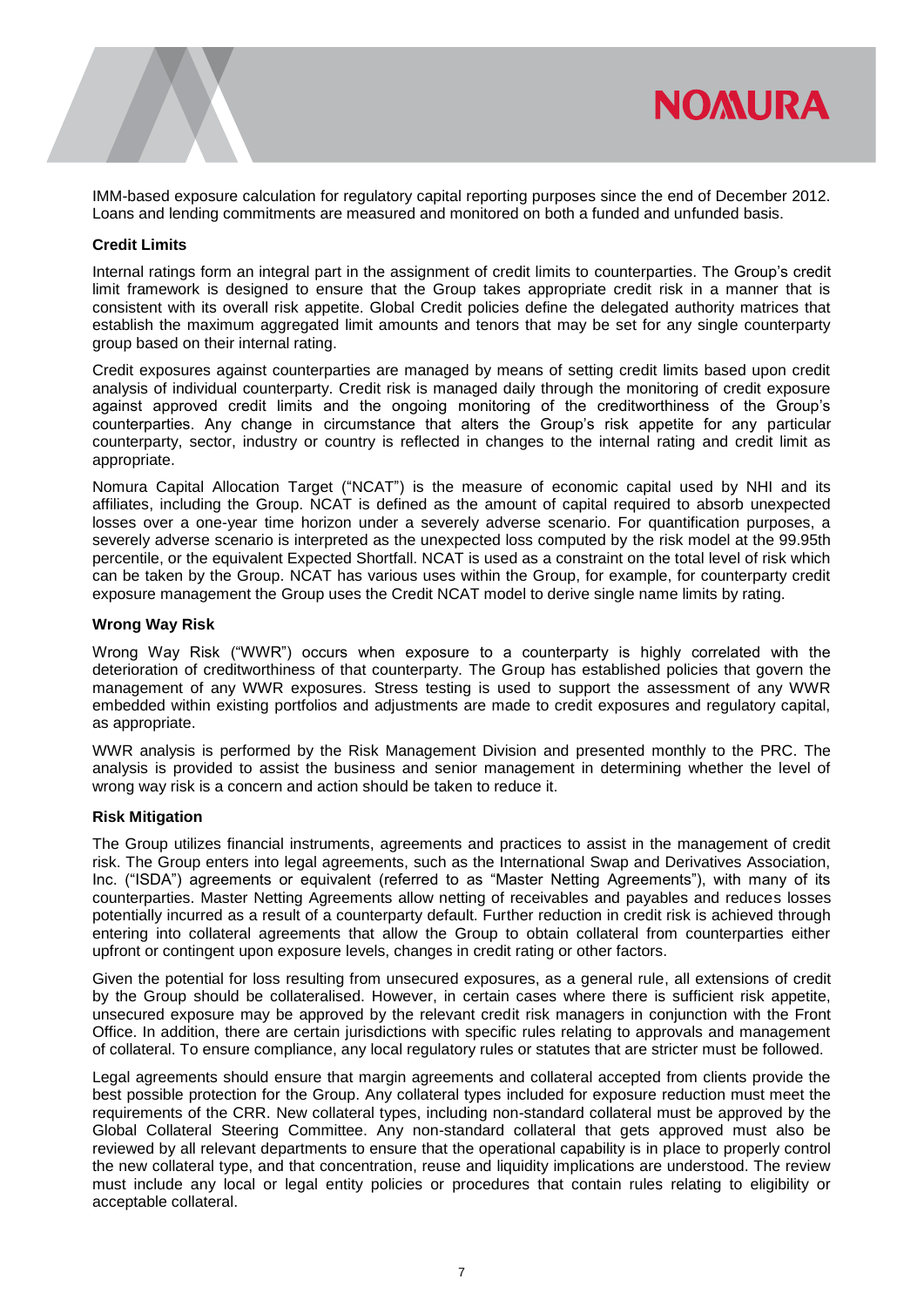IMM-based exposure calculation for regulatory capital reporting purposes since the end of December 2012. Loans and lending commitments are measured and monitored on both a funded and unfunded basis.

**Credit Limits**

Internal ratings form an integral part in the assignment of credit limits to counterparties. The Group's credit limit framework is designed to ensure that the Group takes appropriate credit risk in a manner that is consistent with its overall risk appetite. Global Credit policies define the delegated authority matrices that establish the maximum aggregated limit amounts and tenors that may be set for any single counterparty group based on their internal rating.

Credit exposures against counterparties are managed by means of setting credit limits based upon credit analysis of individual counterparty. Credit risk is managed daily through the monitoring of credit exposure against approved credit limits and the ongoing monitoring of the creditworthiness of the Group's counterparties. Any change in circumstance that alters the Group's risk appetite for any particular counterparty, sector, industry or country is reflected in changes to the internal rating and credit limit as appropriate.

Nomura Capital Allocation Target ("NCAT") is the measure of economic capital used by NHI and its affiliates, including the Group. NCAT is defined as the amount of capital required to absorb unexpected losses over a one-year time horizon under a severely adverse scenario. For quantification purposes, a severely adverse scenario is interpreted as the unexpected loss computed by the risk model at the 99.95th percentile, or the equivalent Expected Shortfall. NCAT is used as a constraint on the total level of risk which can be taken by the Group. NCAT has various uses within the Group, for example, for counterparty credit exposure management the Group uses the Credit NCAT model to derive single name limits by rating.

**Wrong Way Risk**

Wrong Way Risk ("WWR") occurs when exposure to a counterparty is highly correlated with the deterioration of creditworthiness of that counterparty. The Group has established policies that govern the management of any WWR exposures. Stress testing is used to support the assessment of any WWR embedded within existing portfolios and adjustments are made to credit exposures and regulatory capital, as appropriate.

WWR analysis is performed by the Risk Management Division and presented monthly to the PRC. The analysis is provided to assist the business and senior management in determining whether the level of wrong way risk is a concern and action should be taken to reduce it.

**Risk Mitigation**

The Group utilizes financial instruments, agreements and practices to assist in the management of credit risk. The Group enters into legal agreements, such as the International Swap and Derivatives Association, Inc. ("ISDA") agreements or equivalent (referred to as "Master Netting Agreements"), with many of its counterparties. Master Netting Agreements allow netting of receivables and payables and reduces losses potentially incurred as a result of a counterparty default. Further reduction in credit risk is achieved through entering into collateral agreements that allow the Group to obtain collateral from counterparties either upfront or contingent upon exposure levels, changes in credit rating or other factors.

Given the potential for loss resulting from unsecured exposures, as a general rule, all extensions of credit by the Group should be collateralised. However, in certain cases where there is sufficient risk appetite, unsecured exposure may be approved by the relevant credit risk managers in conjunction with the Front Office. In addition, there are certain jurisdictions with specific rules relating to approvals and management of collateral. To ensure compliance, any local regulatory rules or statutes that are stricter must be followed.

Legal agreements should ensure that margin agreements and collateral accepted from clients provide the best possible protection for the Group. Any collateral types included for exposure reduction must meet the requirements of the CRR. New collateral types, including non-standard collateral must be approved by the Global Collateral Steering Committee. Any non-standard collateral that gets approved must also be reviewed by all relevant departments to ensure that the operational capability is in place to properly control the new collateral type, and that concentration, reuse and liquidity implications are understood. The review must include any local or legal entity policies or procedures that contain rules relating to eligibility or acceptable collateral.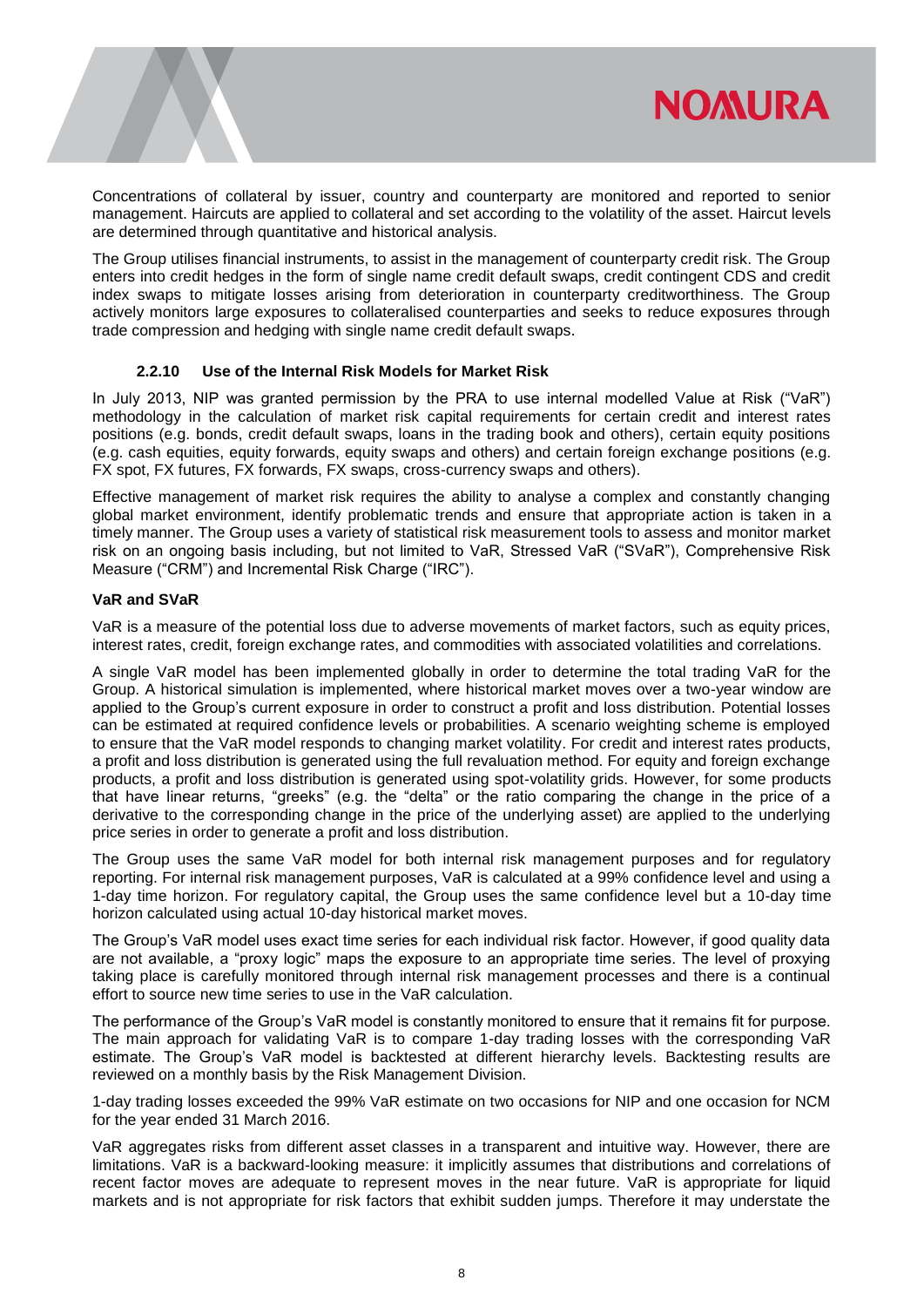Concentrations of collateral by issuer, country and counterparty are monitored and reported to senior management. Haircuts are applied to collateral and set according to the volatility of the asset. Haircut levels are determined through quantitative and historical analysis.

The Group utilises financial instruments, to assist in the management of counterparty credit risk. The Group enters into credit hedges in the form of single name credit default swaps, credit contingent CDS and credit index swaps to mitigate losses arising from deterioration in counterparty creditworthiness. The Group actively monitors large exposures to collateralised counterparties and seeks to reduce exposures through trade compression and hedging with single name credit default swaps.

### 2.2.10 Use of the Internal Risk Models for Market Risk

In July 2013, NIP was granted permission by the PRA to use internal modelled Value at Risk ("VaR") methodology in the calculation of market risk capital requirements for certain credit and interest rates positions (e.g. bonds, credit default swaps, loans in the trading book and others), certain equity positions (e.g. cash equities, equity forwards, equity swaps and others) and certain foreign exchange positions (e.g. FX spot, FX futures, FX forwards, FX swaps, cross-currency swaps and others).

Effective management of market risk requires the ability to analyse a complex and constantly changing global market environment, identify problematic trends and ensure that appropriate action is taken in a timely manner. The Group uses a variety of statistical risk measurement tools to assess and monitor market risk on an ongoing basis including, but not limited to VaR, Stressed VaR ("SVaR"), Comprehensive Risk Measure ("CRM") and Incremental Risk Charge ("IRC").

**VaR and SVaR**

VaR is a measure of the potential loss due to adverse movements of market factors, such as equity prices, interest rates, credit, foreign exchange rates, and commodities with associated volatilities and correlations.

A single VaR model has been implemented globally in order to determine the total trading VaR for the Group. A historical simulation is implemented, where historical market moves over a two-year window are applied to the Group's current exposure in order to construct a profit and loss distribution. Potential losses can be estimated at required confidence levels or probabilities. A scenario weighting scheme is employed to ensure that the VaR model responds to changing market volatility. For credit and interest rates products, a profit and loss distribution is generated using the full revaluation method. For equity and foreign exchange products, a profit and loss distribution is generated using spot-volatility grids. However, for some products that have linear returns, "greeks" (e.g. the "delta" or the ratio comparing the change in the price of a derivative to the corresponding change in the price of the underlying asset) are applied to the underlying price series in order to generate a profit and loss distribution.

The Group uses the same VaR model for both internal risk management purposes and for regulatory reporting. For internal risk management purposes, VaR is calculated at a 99% confidence level and using a 1-day time horizon. For regulatory capital, the Group uses the same confidence level but a 10-day time horizon calculated using actual 10-day historical market moves.

The Group's VaR model uses exact time series for each individual risk factor. However, if good quality data are not available, a "proxy logic" maps the exposure to an appropriate time series. The level of proxying taking place is carefully monitored through internal risk management processes and there is a continual effort to source new time series to use in the VaR calculation.

The performance of the Group's VaR model is constantly monitored to ensure that it remains fit for purpose. The main approach for validating VaR is to compare 1-day trading losses with the corresponding VaR estimate. The Group's VaR model is backtested at different hierarchy levels. Backtesting results are reviewed on a monthly basis by the Risk Management Division.

1-day trading losses exceeded the 99% VaR estimate on two occasions for NIP and one occasion for NCM for the year ended 31 March 2016.

VaR aggregates risks from different asset classes in a transparent and intuitive way. However, there are limitations. VaR is a backward-looking measure: it implicitly assumes that distributions and correlations of recent factor moves are adequate to represent moves in the near future. VaR is appropriate for liquid markets and is not appropriate for risk factors that exhibit sudden jumps. Therefore it may understate the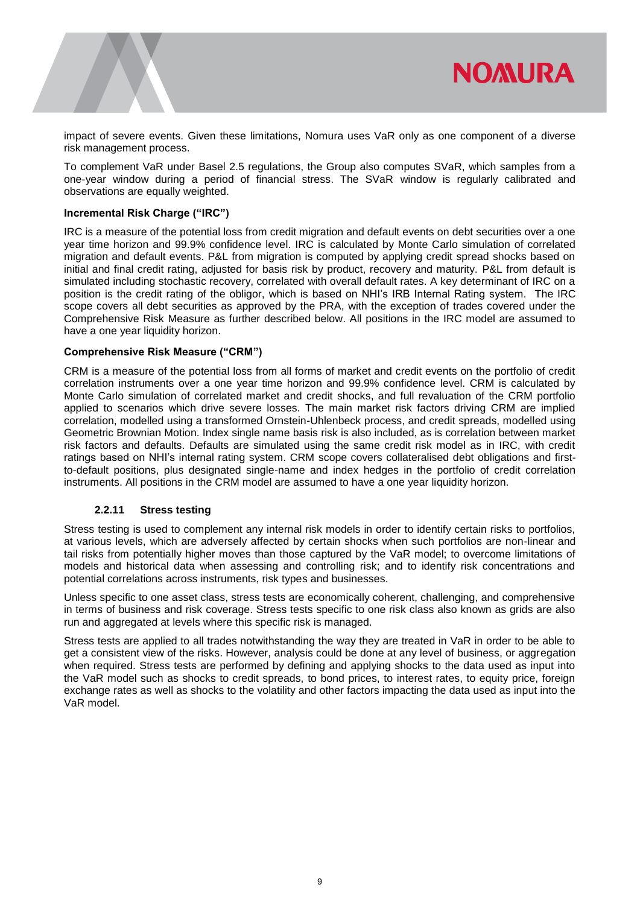impact of severe events. Given these limitations, Nomura uses VaR only as one component of a diverse risk management process.

To complement VaR under Basel 2.5 regulations, the Group also computes SVaR, which samples from a one-year window during a period of financial stress. The SVaR window is regularly calibrated and observations are equally weighted.

**Incremental Risk Charge ("IRC")**

IRC is a measure of the potential loss from credit migration and default events on debt securities over a one year time horizon and 99.9% confidence level. IRC is calculated by Monte Carlo simulation of correlated migration and default events. P&L from migration is computed by applying credit spread shocks based on initial and final credit rating, adjusted for basis risk by product, recovery and maturity. P&L from default is simulated including stochastic recovery, correlated with overall default rates. A key determinant of IRC on a position is the credit rating of the obligor, which is based on NHI's IRB Internal Rating system. The IRC scope covers all debt securities as approved by the PRA, with the exception of trades covered under the Comprehensive Risk Measure as further described below. All positions in the IRC model are assumed to have a one year liquidity horizon.

**Comprehensive Risk Measure ("CRM")**

CRM is a measure of the potential loss from all forms of market and credit events on the portfolio of credit correlation instruments over a one year time horizon and 99.9% confidence level. CRM is calculated by Monte Carlo simulation of correlated market and credit shocks, and full revaluation of the CRM portfolio applied to scenarios which drive severe losses. The main market risk factors driving CRM are implied correlation, modelled using a transformed Ornstein-Uhlenbeck process, and credit spreads, modelled using Geometric Brownian Motion. Index single name basis risk is also included, as is correlation between market risk factors and defaults. Defaults are simulated using the same credit risk model as in IRC, with credit ratings based on NHI's internal rating system. CRM scope covers collateralised debt obligations and first-to-default positions, plus designated single-name and index hedges in the portfolio of credit correlation instruments. All positions in the CRM model are assumed to have a one year liquidity horizon.

#### 2.2.11 Stress testing

Stress testing is used to complement any internal risk models in order to identify certain risks to portfolios, at various levels, which are adversely affected by certain shocks when such portfolios are non-linear and tail risks from potentially higher moves than those captured by the VaR model; to overcome limitations of models and historical data when assessing and controlling risk; and to identify risk concentrations and potential correlations across instruments, risk types and businesses.

Unless specific to one asset class, stress tests are economically coherent, challenging, and comprehensive in terms of business and risk coverage. Stress tests specific to one risk class also known as grids are also run and aggregated at levels where this specific risk is managed.

Stress tests are applied to all trades notwithstanding the way they are treated in VaR in order to be able to get a consistent view of the risks. However, analysis could be done at any level of business, or aggregation when required. Stress tests are performed by defining and applying shocks to the data used as input into the VaR model such as shocks to credit spreads, to bond prices, to interest rates, to equity price, foreign exchange rates as well as shocks to the volatility and other factors impacting the data used as input into the VaR model.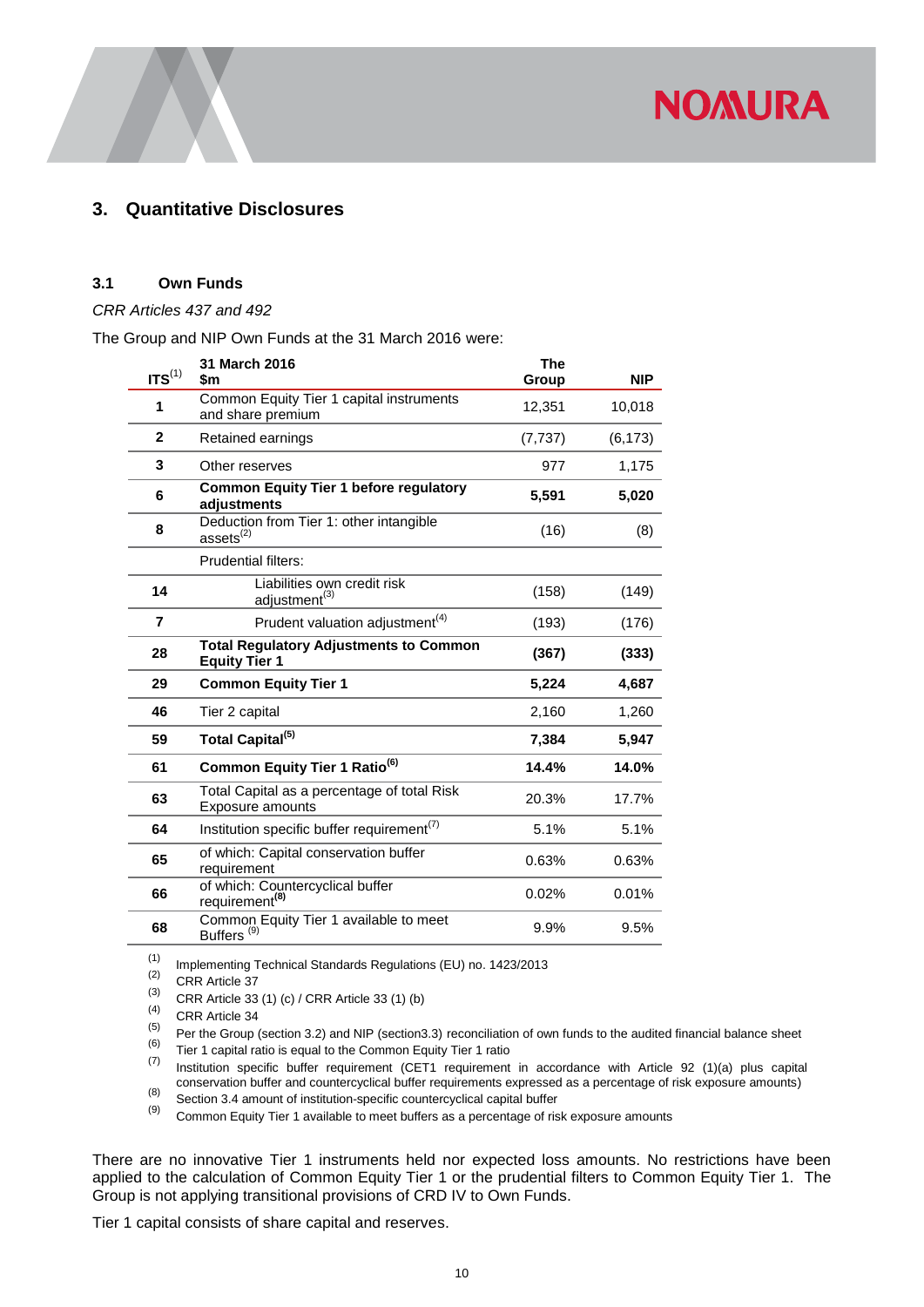## 3. Quantitative Disclosures

### 3.1 Own Funds

*CRR Articles 437 and 492*

The Group and NIP Own Funds at the 31 March 2016 were:

| ITS[(1)] | 31 March 2016<br>$m | The Group | NIP |
|---|---|---|---|
| 1 | Common Equity Tier 1 capital instruments and share premium | 12,351 | 10,018 |
| 2 | Retained earnings | (7,737) | (6,173) |
| 3 | Other reserves | 977 | 1,175 |
| 6 | **Common Equity Tier 1 before regulatory adjustments** | **5,591** | **5,020** |
| 8 | Deduction from Tier 1: other intangible assets[(2)] | (16) | (8) |
| | Prudential filters: | | |
| 14 | Liabilities own credit risk adjustment[(3)] | (158) | (149) |
| 7 | Prudent valuation adjustment[(4)] | (193) | (176) |
| 28 | **Total Regulatory Adjustments to Common Equity Tier 1** | **(367)** | **(333)** |
| 29 | **Common Equity Tier 1** | **5,224** | **4,687** |
| 46 | Tier 2 capital | 2,160 | 1,260 |
| 59 | **Total Capital[(5)]** | **7,384** | **5,947** |
| 61 | **Common Equity Tier 1 Ratio[(6)]** | **14.4%** | **14.0%** |
| 63 | Total Capital as a percentage of total Risk Exposure amounts | 20.3% | 17.7% |
| 64 | Institution specific buffer requirement[(7)] | 5.1% | 5.1% |
| 65 | of which: Capital conservation buffer requirement | 0.63% | 0.63% |
| 66 | of which: Countercyclical buffer requirement[(8)] | 0.02% | 0.01% |
| 68 | Common Equity Tier 1 available to meet Buffers [(9)] | 9.9% | 9.5% |

(1) Implementing Technical Standards Regulations (EU) no. 1423/2013
(2) CRR Article 37
(3) CRR Article 33 (1) (c) / CRR Article 33 (1) (b)
(4) CRR Article 34
(5) Per the Group (section 3.2) and NIP (section3.3) reconciliation of own funds to the audited financial balance sheet
(6) Tier 1 capital ratio is equal to the Common Equity Tier 1 ratio
(7) Institution specific buffer requirement (CET1 requirement in accordance with Article 92 (1)(a) plus capital conservation buffer and countercyclical buffer requirements expressed as a percentage of risk exposure amounts)
(8) Section 3.4 amount of institution-specific countercyclical capital buffer
(9) Common Equity Tier 1 available to meet buffers as a percentage of risk exposure amounts

There are no innovative Tier 1 instruments held nor expected loss amounts. No restrictions have been applied to the calculation of Common Equity Tier 1 or the prudential filters to Common Equity Tier 1. The Group is not applying transitional provisions of CRD IV to Own Funds.

Tier 1 capital consists of share capital and reserves.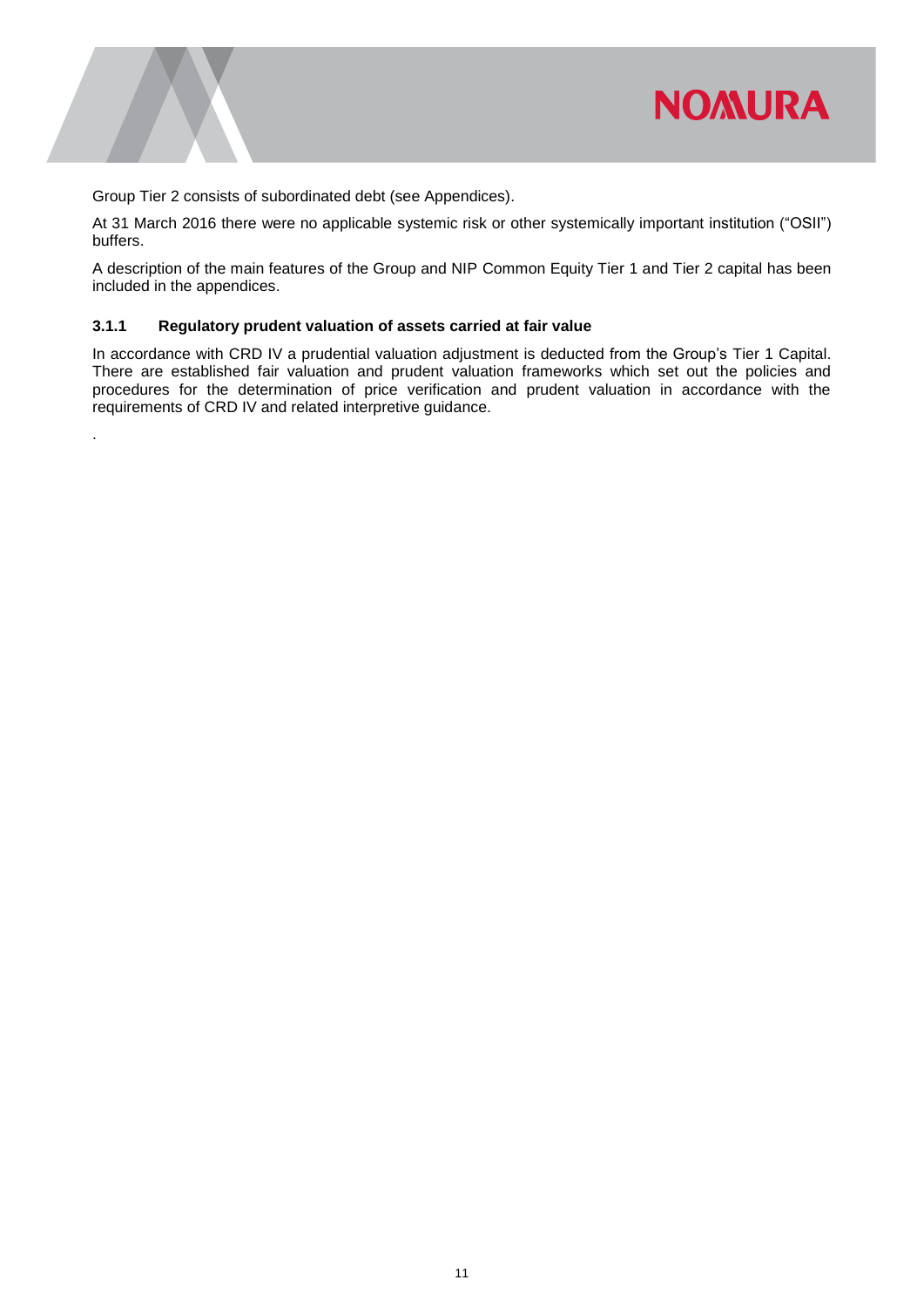Group Tier 2 consists of subordinated debt (see Appendices).

At 31 March 2016 there were no applicable systemic risk or other systemically important institution ("OSII") buffers.

A description of the main features of the Group and NIP Common Equity Tier 1 and Tier 2 capital has been included in the appendices.

### 3.1.1 Regulatory prudent valuation of assets carried at fair value

In accordance with CRD IV a prudential valuation adjustment is deducted from the Group's Tier 1 Capital. There are established fair valuation and prudent valuation frameworks which set out the policies and procedures for the determination of price verification and prudent valuation in accordance with the requirements of CRD IV and related interpretive guidance.

.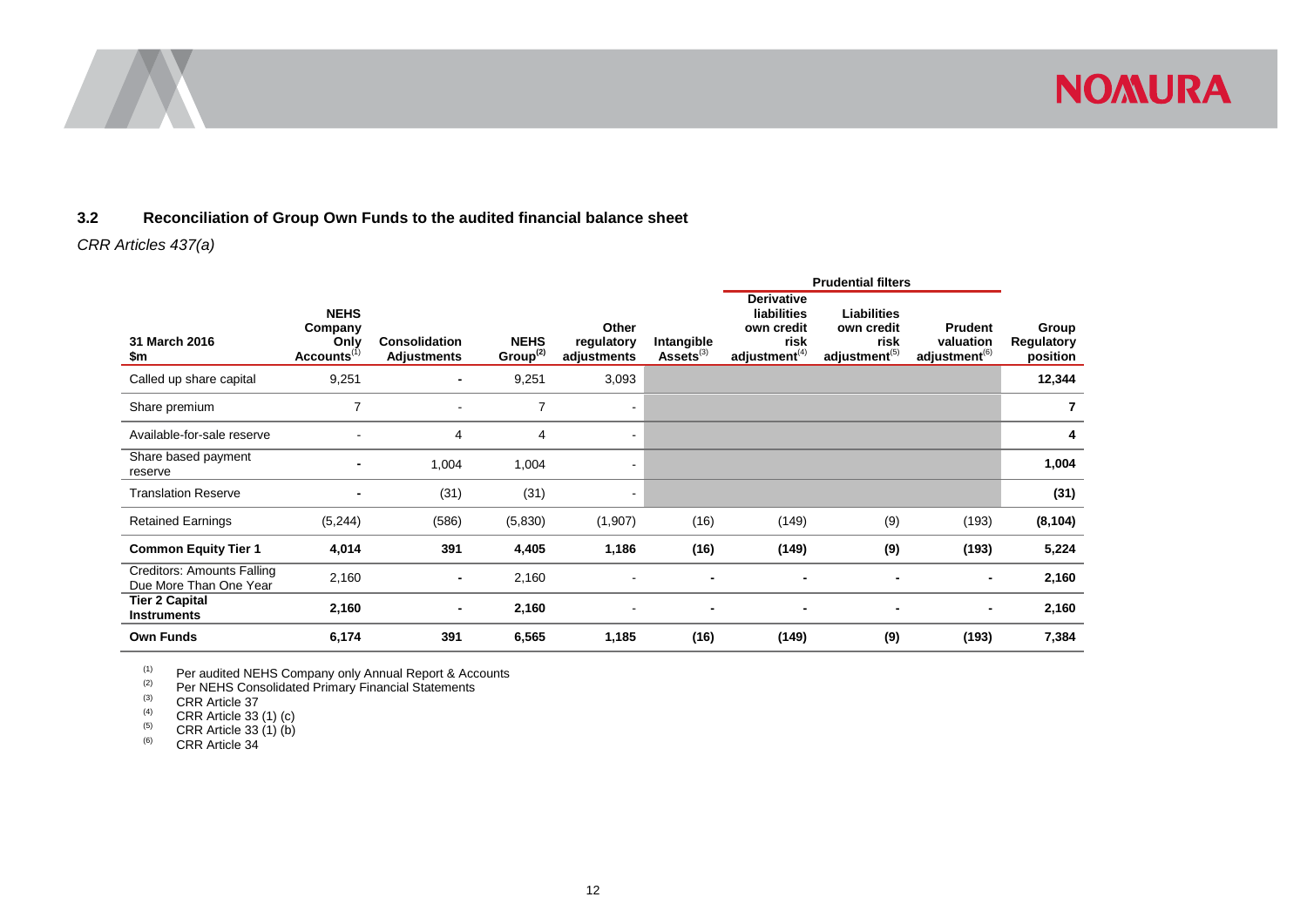### 3.2 Reconciliation of Group Own Funds to the audited financial balance sheet

*CRR Articles 437(a)*

| | | | | | | Prudential filters | | | |
|---|---|---|---|---|---|---|---|---|---|
| **31 March 2016 $m** | **NEHS Company Only Accounts**[(1)] | **Consolidation Adjustments** | **NEHS Group**[(2)] | **Other regulatory adjustments** | **Intangible Assets**[(3)] | **Derivative liabilities own credit risk adjustment**[(4)] | **Liabilities own credit risk adjustment**[(5)] | **Prudent valuation adjustment**[(6)] | **Group Regulatory position** |
| Called up share capital | 9,251 | - | 9,251 | 3,093 | | | | | **12,344** |
| Share premium | 7 | - | 7 | - | | | | | **7** |
| Available-for-sale reserve | - | 4 | 4 | - | | | | | **4** |
| Share based payment reserve | - | 1,004 | 1,004 | - | | | | | **1,004** |
| Translation Reserve | - | (31) | (31) | - | | | | | **(31)** |
| Retained Earnings | (5,244) | (586) | (5,830) | (1,907) | (16) | (149) | (9) | (193) | **(8,104)** |
| **Common Equity Tier 1** | **4,014** | **391** | **4,405** | **1,186** | **(16)** | **(149)** | **(9)** | **(193)** | **5,224** |
| Creditors: Amounts Falling Due More Than One Year | 2,160 | - | 2,160 | - | - | - | - | - | **2,160** |
| **Tier 2 Capital Instruments** | **2,160** | - | **2,160** | - | - | - | - | - | **2,160** |
| **Own Funds** | **6,174** | **391** | **6,565** | **1,185** | **(16)** | **(149)** | **(9)** | **(193)** | **7,384** |

(1) Per audited NEHS Company only Annual Report & Accounts
(2) Per NEHS Consolidated Primary Financial Statements
(3) CRR Article 37
(4) CRR Article 33 (1) (c)
(5) CRR Article 33 (1) (b)
(6) CRR Article 34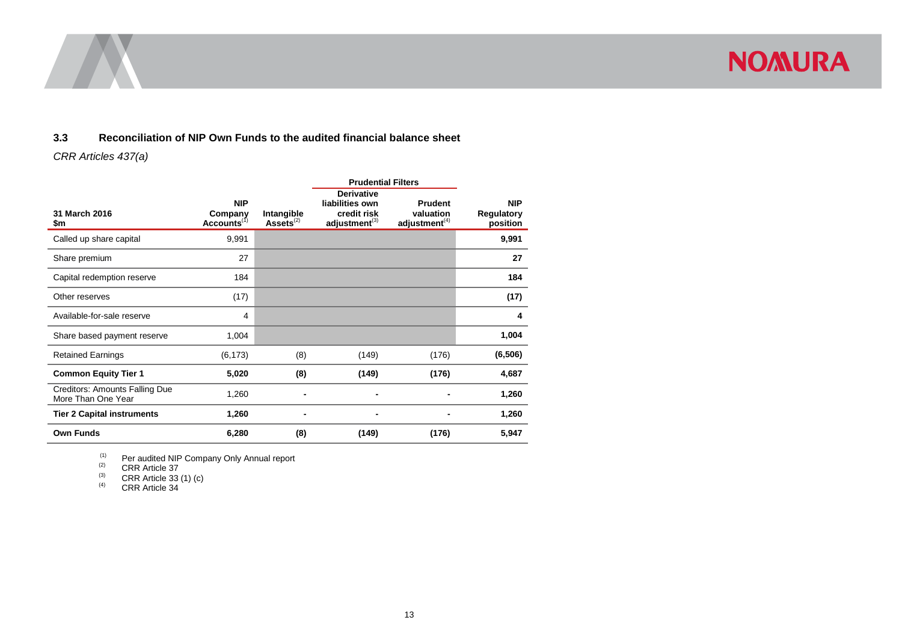### 3.3 Reconciliation of NIP Own Funds to the audited financial balance sheet

*CRR Articles 437(a)*

| | | | Prudential Filters | | |
|---|---|---|---|---|---|
| **31 March 2016 $m** | **NIP Company Accounts[1]** | **Intangible Assets[2]** | **Derivative liabilities own credit risk adjustment[3]** | **Prudent valuation adjustment[4]** | **NIP Regulatory position** |
| Called up share capital | 9,991 | | | | **9,991** |
| Share premium | 27 | | | | **27** |
| Capital redemption reserve | 184 | | | | **184** |
| Other reserves | (17) | | | | **(17)** |
| Available-for-sale reserve | 4 | | | | **4** |
| Share based payment reserve | 1,004 | | | | **1,004** |
| Retained Earnings | (6,173) | (8) | (149) | (176) | **(6,506)** |
| **Common Equity Tier 1** | **5,020** | **(8)** | **(149)** | **(176)** | **4,687** |
| Creditors: Amounts Falling Due More Than One Year | 1,260 | - | - | - | **1,260** |
| **Tier 2 Capital instruments** | **1,260** | **-** | **-** | **-** | **1,260** |
| **Own Funds** | **6,280** | **(8)** | **(149)** | **(176)** | **5,947** |

[1] Per audited NIP Company Only Annual report
[2] CRR Article 37
[3] CRR Article 33 (1) (c)
[4] CRR Article 34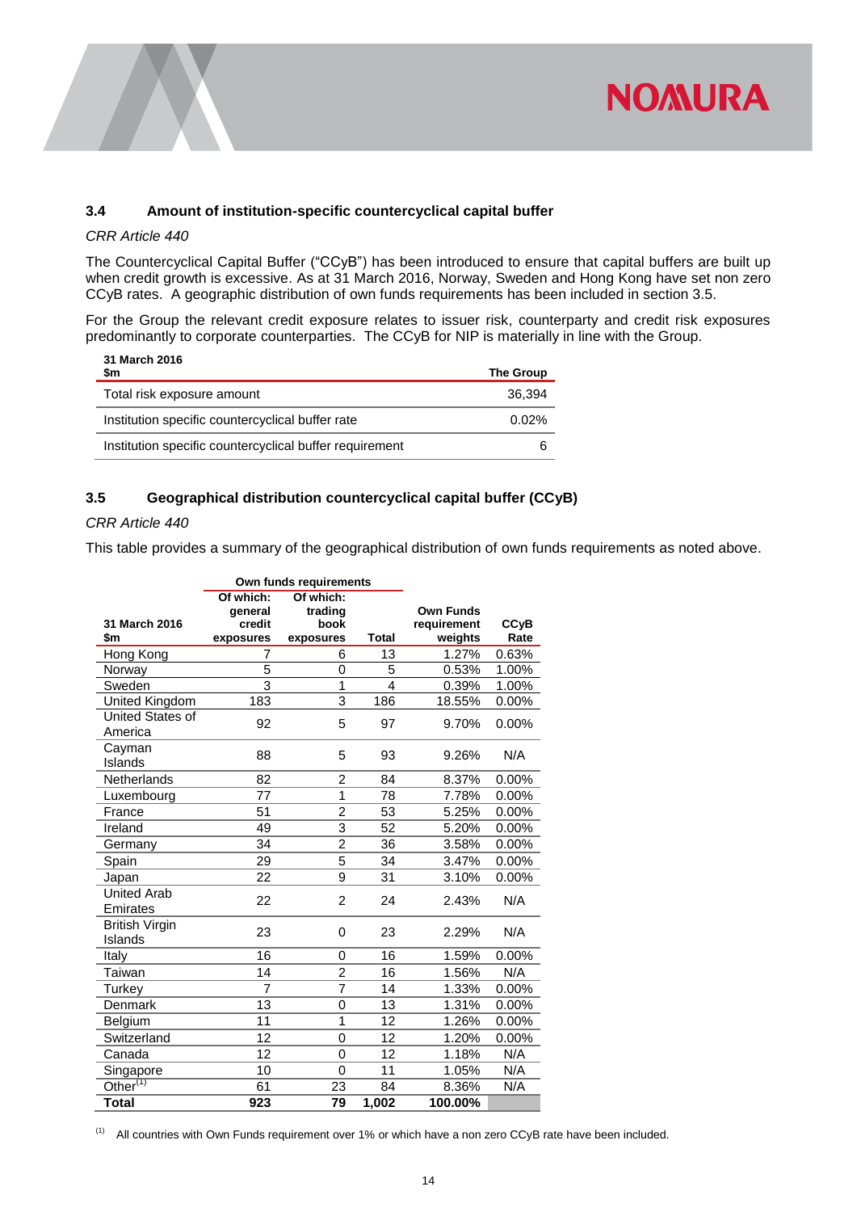### 3.4 Amount of institution-specific countercyclical capital buffer

*CRR Article 440*

The Countercyclical Capital Buffer ("CCyB") has been introduced to ensure that capital buffers are built up when credit growth is excessive. As at 31 March 2016, Norway, Sweden and Hong Kong have set non zero CCyB rates. A geographic distribution of own funds requirements has been included in section 3.5.

For the Group the relevant credit exposure relates to issuer risk, counterparty and credit risk exposures predominantly to corporate counterparties. The CCyB for NIP is materially in line with the Group.

| 31 March 2016<br>$m | The Group |
|---|---|
| Total risk exposure amount | 36,394 |
| Institution specific countercyclical buffer rate | 0.02% |
| Institution specific countercyclical buffer requirement | 6 |

### 3.5 Geographical distribution countercyclical capital buffer (CCyB)

*CRR Article 440*

This table provides a summary of the geographical distribution of own funds requirements as noted above.

| | Own funds requirements | | | | |
|---|---|---|---|---|---|
| 31 March 2016<br>$m | Of which: general credit exposures | Of which: trading book exposures | Total | Own Funds requirement weights | CCyB Rate |
| Hong Kong | 7 | 6 | 13 | 1.27% | 0.63% |
| Norway | 5 | 0 | 5 | 0.53% | 1.00% |
| Sweden | 3 | 1 | 4 | 0.39% | 1.00% |
| United Kingdom | 183 | 3 | 186 | 18.55% | 0.00% |
| United States of America | 92 | 5 | 97 | 9.70% | 0.00% |
| Cayman Islands | 88 | 5 | 93 | 9.26% | N/A |
| Netherlands | 82 | 2 | 84 | 8.37% | 0.00% |
| Luxembourg | 77 | 1 | 78 | 7.78% | 0.00% |
| France | 51 | 2 | 53 | 5.25% | 0.00% |
| Ireland | 49 | 3 | 52 | 5.20% | 0.00% |
| Germany | 34 | 2 | 36 | 3.58% | 0.00% |
| Spain | 29 | 5 | 34 | 3.47% | 0.00% |
| Japan | 22 | 9 | 31 | 3.10% | 0.00% |
| United Arab Emirates | 22 | 2 | 24 | 2.43% | N/A |
| British Virgin Islands | 23 | 0 | 23 | 2.29% | N/A |
| Italy | 16 | 0 | 16 | 1.59% | 0.00% |
| Taiwan | 14 | 2 | 16 | 1.56% | N/A |
| Turkey | 7 | 7 | 14 | 1.33% | 0.00% |
| Denmark | 13 | 0 | 13 | 1.31% | 0.00% |
| Belgium | 11 | 1 | 12 | 1.26% | 0.00% |
| Switzerland | 12 | 0 | 12 | 1.20% | 0.00% |
| Canada | 12 | 0 | 12 | 1.18% | N/A |
| Singapore | 10 | 0 | 11 | 1.05% | N/A |
| Other[1] | 61 | 23 | 84 | 8.36% | N/A |
| **Total** | **923** | **79** | **1,002** | **100.00%** | |

[1] All countries with Own Funds requirement over 1% or which have a non zero CCyB rate have been included.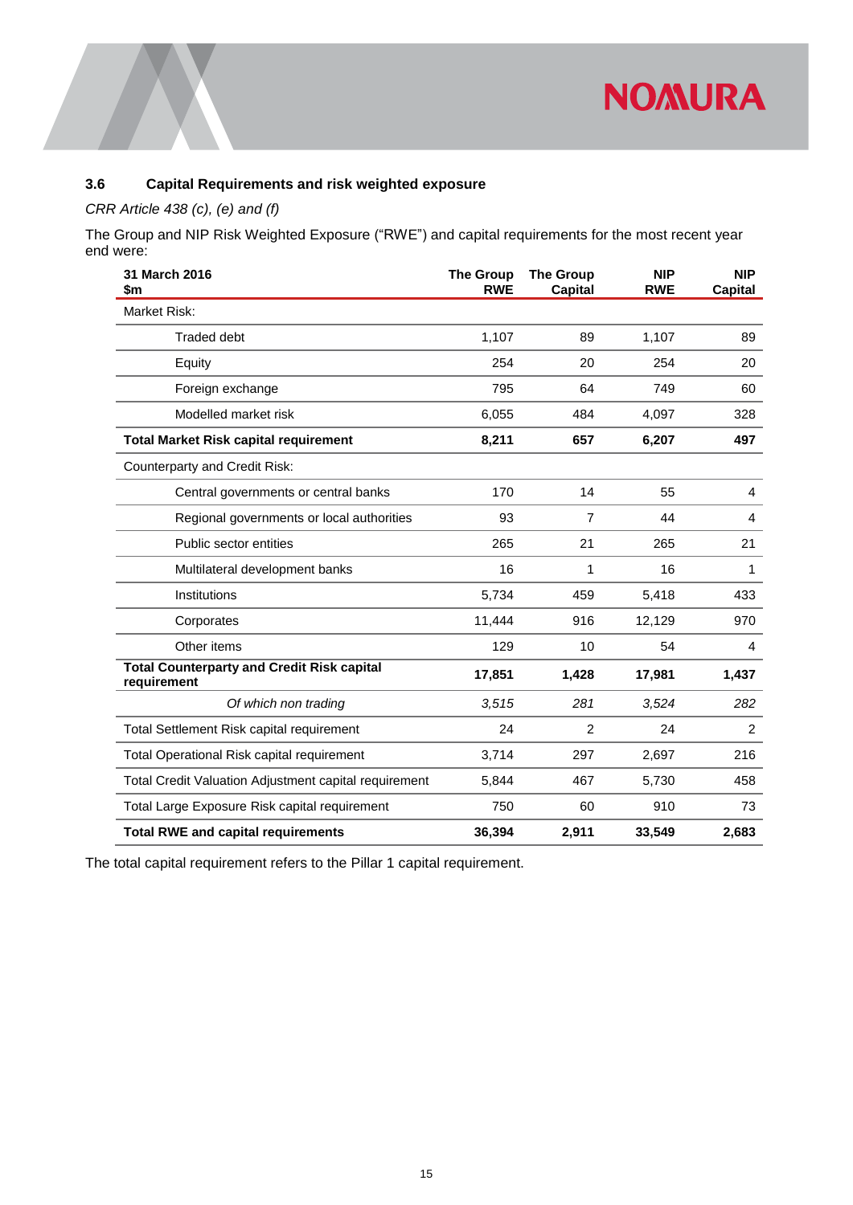### 3.6 Capital Requirements and risk weighted exposure

*CRR Article 438 (c), (e) and (f)*

The Group and NIP Risk Weighted Exposure ("RWE") and capital requirements for the most recent year end were:

| 31 March 2016<br>$m | The Group RWE | The Group Capital | NIP RWE | NIP Capital |
|---|---|---|---|---|
| Market Risk: | | | | |
| Traded debt | 1,107 | 89 | 1,107 | 89 |
| Equity | 254 | 20 | 254 | 20 |
| Foreign exchange | 795 | 64 | 749 | 60 |
| Modelled market risk | 6,055 | 484 | 4,097 | 328 |
| **Total Market Risk capital requirement** | **8,211** | **657** | **6,207** | **497** |
| Counterparty and Credit Risk: | | | | |
| Central governments or central banks | 170 | 14 | 55 | 4 |
| Regional governments or local authorities | 93 | 7 | 44 | 4 |
| Public sector entities | 265 | 21 | 265 | 21 |
| Multilateral development banks | 16 | 1 | 16 | 1 |
| Institutions | 5,734 | 459 | 5,418 | 433 |
| Corporates | 11,444 | 916 | 12,129 | 970 |
| Other items | 129 | 10 | 54 | 4 |
| **Total Counterparty and Credit Risk capital requirement** | **17,851** | **1,428** | **17,981** | **1,437** |
| *Of which non trading* | *3,515* | *281* | *3,524* | *282* |
| Total Settlement Risk capital requirement | 24 | 2 | 24 | 2 |
| Total Operational Risk capital requirement | 3,714 | 297 | 2,697 | 216 |
| Total Credit Valuation Adjustment capital requirement | 5,844 | 467 | 5,730 | 458 |
| Total Large Exposure Risk capital requirement | 750 | 60 | 910 | 73 |
| **Total RWE and capital requirements** | **36,394** | **2,911** | **33,549** | **2,683** |

The total capital requirement refers to the Pillar 1 capital requirement.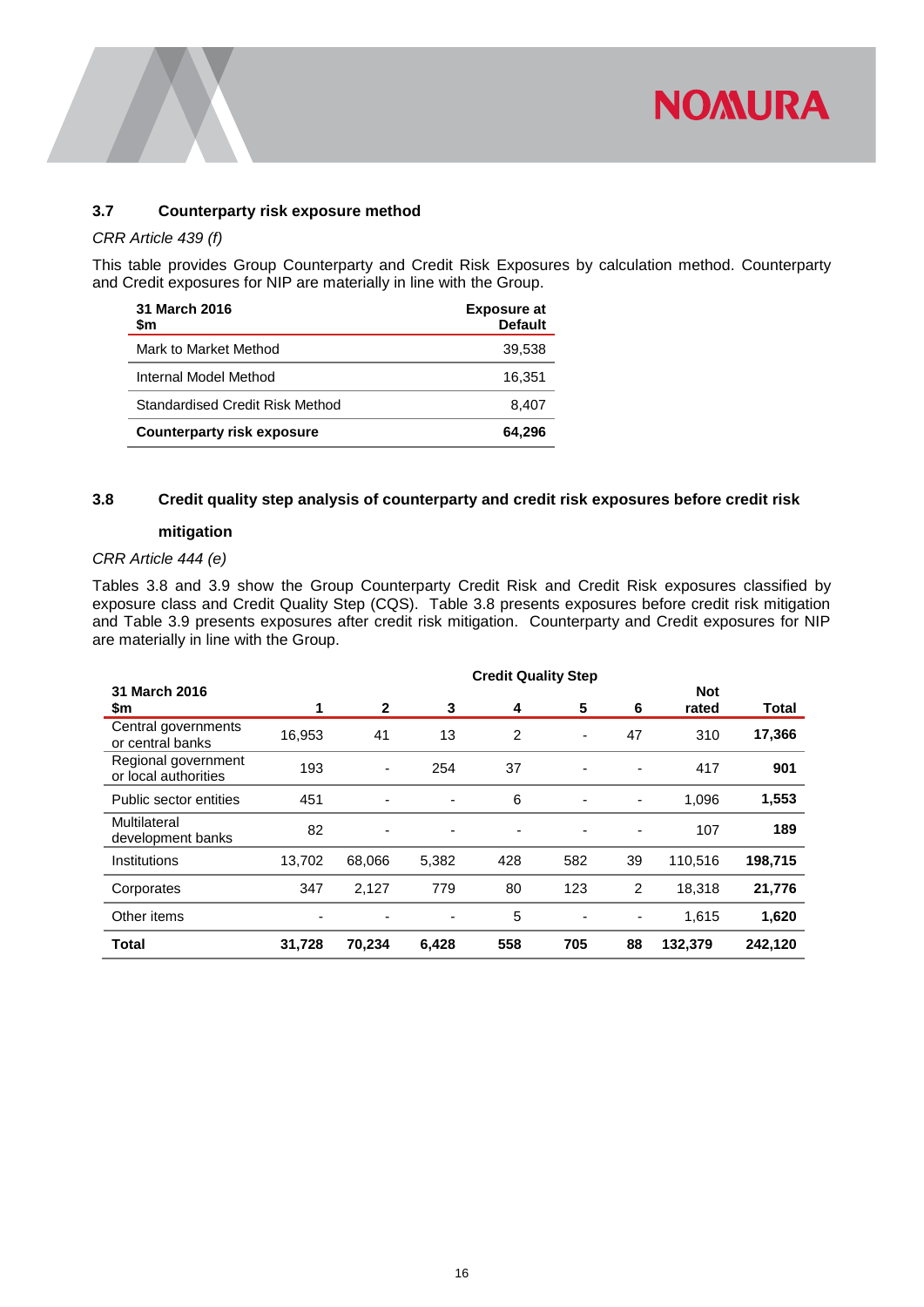### 3.7 Counterparty risk exposure method

*CRR Article 439 (f)*

This table provides Group Counterparty and Credit Risk Exposures by calculation method. Counterparty and Credit exposures for NIP are materially in line with the Group.

| 31 March 2016<br>$m | Exposure at Default |
|---|---|
| Mark to Market Method | 39,538 |
| Internal Model Method | 16,351 |
| Standardised Credit Risk Method | 8,407 |
| **Counterparty risk exposure** | **64,296** |

### 3.8 Credit quality step analysis of counterparty and credit risk exposures before credit risk mitigation

*CRR Article 444 (e)*

Tables 3.8 and 3.9 show the Group Counterparty Credit Risk and Credit Risk exposures classified by exposure class and Credit Quality Step (CQS). Table 3.8 presents exposures before credit risk mitigation and Table 3.9 presents exposures after credit risk mitigation. Counterparty and Credit exposures for NIP are materially in line with the Group.

| | Credit Quality Step | | | | | | | |
|---|---|---|---|---|---|---|---|---|
| **31 March 2016<br>$m** | **1** | **2** | **3** | **4** | **5** | **6** | **Not rated** | **Total** |
| Central governments or central banks | 16,953 | 41 | 13 | 2 | - | 47 | 310 | **17,366** |
| Regional government or local authorities | 193 | - | 254 | 37 | - | - | 417 | **901** |
| Public sector entities | 451 | - | - | 6 | - | - | 1,096 | **1,553** |
| Multilateral development banks | 82 | - | - | - | - | - | 107 | **189** |
| Institutions | 13,702 | 68,066 | 5,382 | 428 | 582 | 39 | 110,516 | **198,715** |
| Corporates | 347 | 2,127 | 779 | 80 | 123 | 2 | 18,318 | **21,776** |
| Other items | - | - | - | 5 | - | - | 1,615 | **1,620** |
| **Total** | **31,728** | **70,234** | **6,428** | **558** | **705** | **88** | **132,379** | **242,120** |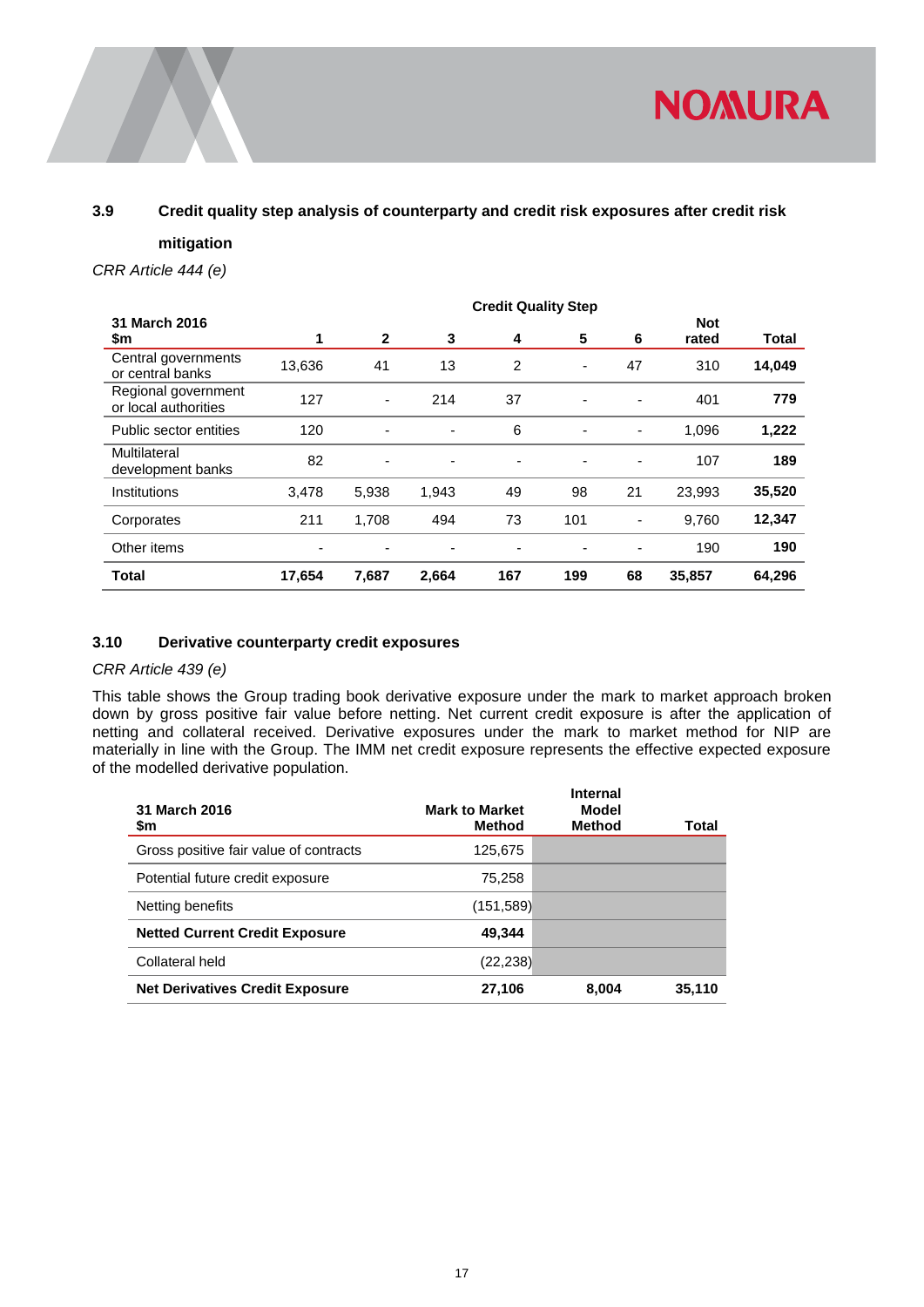## 3.9 Credit quality step analysis of counterparty and credit risk exposures after credit risk mitigation

*CRR Article 444 (e)*

| 31 March 2016<br>$m | Credit Quality Step<br>1 | 2 | 3 | 4 | 5 | 6 | Not rated | Total |
|---|---|---|---|---|---|---|---|---|
| Central governments or central banks | 13,636 | 41 | 13 | 2 | - | 47 | 310 | **14,049** |
| Regional government or local authorities | 127 | - | 214 | 37 | - | - | 401 | **779** |
| Public sector entities | 120 | - | - | 6 | - | - | 1,096 | **1,222** |
| Multilateral development banks | 82 | - | - | - | - | - | 107 | **189** |
| Institutions | 3,478 | 5,938 | 1,943 | 49 | 98 | 21 | 23,993 | **35,520** |
| Corporates | 211 | 1,708 | 494 | 73 | 101 | - | 9,760 | **12,347** |
| Other items | - | - | - | - | - | - | 190 | **190** |
| **Total** | **17,654** | **7,687** | **2,664** | **167** | **199** | **68** | **35,857** | **64,296** |

## 3.10 Derivative counterparty credit exposures

*CRR Article 439 (e)*

This table shows the Group trading book derivative exposure under the mark to market approach broken down by gross positive fair value before netting. Net current credit exposure is after the application of netting and collateral received. Derivative exposures under the mark to market method for NIP are materially in line with the Group. The IMM net credit exposure represents the effective expected exposure of the modelled derivative population.

| 31 March 2016<br>$m | Mark to Market Method | Internal Model Method | Total |
|---|---|---|---|
| Gross positive fair value of contracts | 125,675 | | |
| Potential future credit exposure | 75,258 | | |
| Netting benefits | (151,589) | | |
| **Netted Current Credit Exposure** | **49,344** | | |
| Collateral held | (22,238) | | |
| **Net Derivatives Credit Exposure** | **27,106** | **8,004** | **35,110** |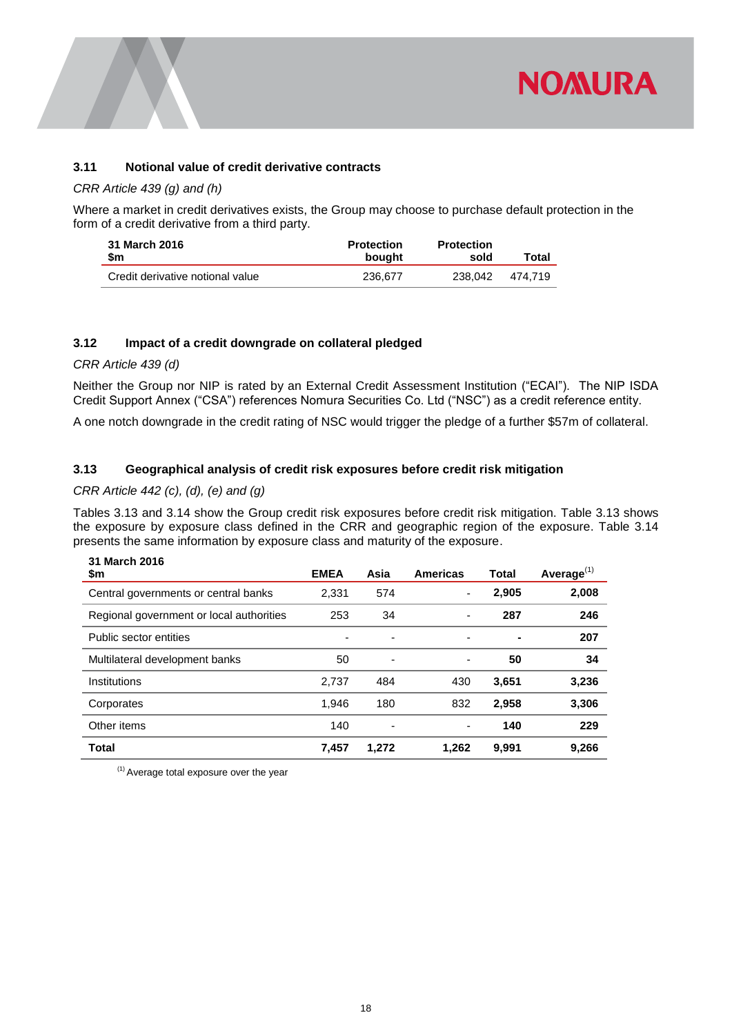### 3.11 Notional value of credit derivative contracts

*CRR Article 439 (g) and (h)*

Where a market in credit derivatives exists, the Group may choose to purchase default protection in the form of a credit derivative from a third party.

| 31 March 2016<br>$m | Protection bought | Protection sold | Total |
|---|---|---|---|
| Credit derivative notional value | 236,677 | 238,042 | 474,719 |

### 3.12 Impact of a credit downgrade on collateral pledged

*CRR Article 439 (d)*

Neither the Group nor NIP is rated by an External Credit Assessment Institution ("ECAI"). The NIP ISDA Credit Support Annex ("CSA") references Nomura Securities Co. Ltd ("NSC") as a credit reference entity.

A one notch downgrade in the credit rating of NSC would trigger the pledge of a further $57m of collateral.

### 3.13 Geographical analysis of credit risk exposures before credit risk mitigation

*CRR Article 442 (c), (d), (e) and (g)*

Tables 3.13 and 3.14 show the Group credit risk exposures before credit risk mitigation. Table 3.13 shows the exposure by exposure class defined in the CRR and geographic region of the exposure. Table 3.14 presents the same information by exposure class and maturity of the exposure.

| 31 March 2016<br>$m | EMEA | Asia | Americas | Total | Average[1] |
|---|---|---|---|---|---|
| Central governments or central banks | 2,331 | 574 | - | **2,905** | **2,008** |
| Regional government or local authorities | 253 | 34 | - | **287** | **246** |
| Public sector entities | - | - | - | **-** | **207** |
| Multilateral development banks | 50 | - | - | **50** | **34** |
| Institutions | 2,737 | 484 | 430 | **3,651** | **3,236** |
| Corporates | 1,946 | 180 | 832 | **2,958** | **3,306** |
| Other items | 140 | - | - | **140** | **229** |
| **Total** | **7,457** | **1,272** | **1,262** | **9,991** | **9,266** |

[1] Average total exposure over the year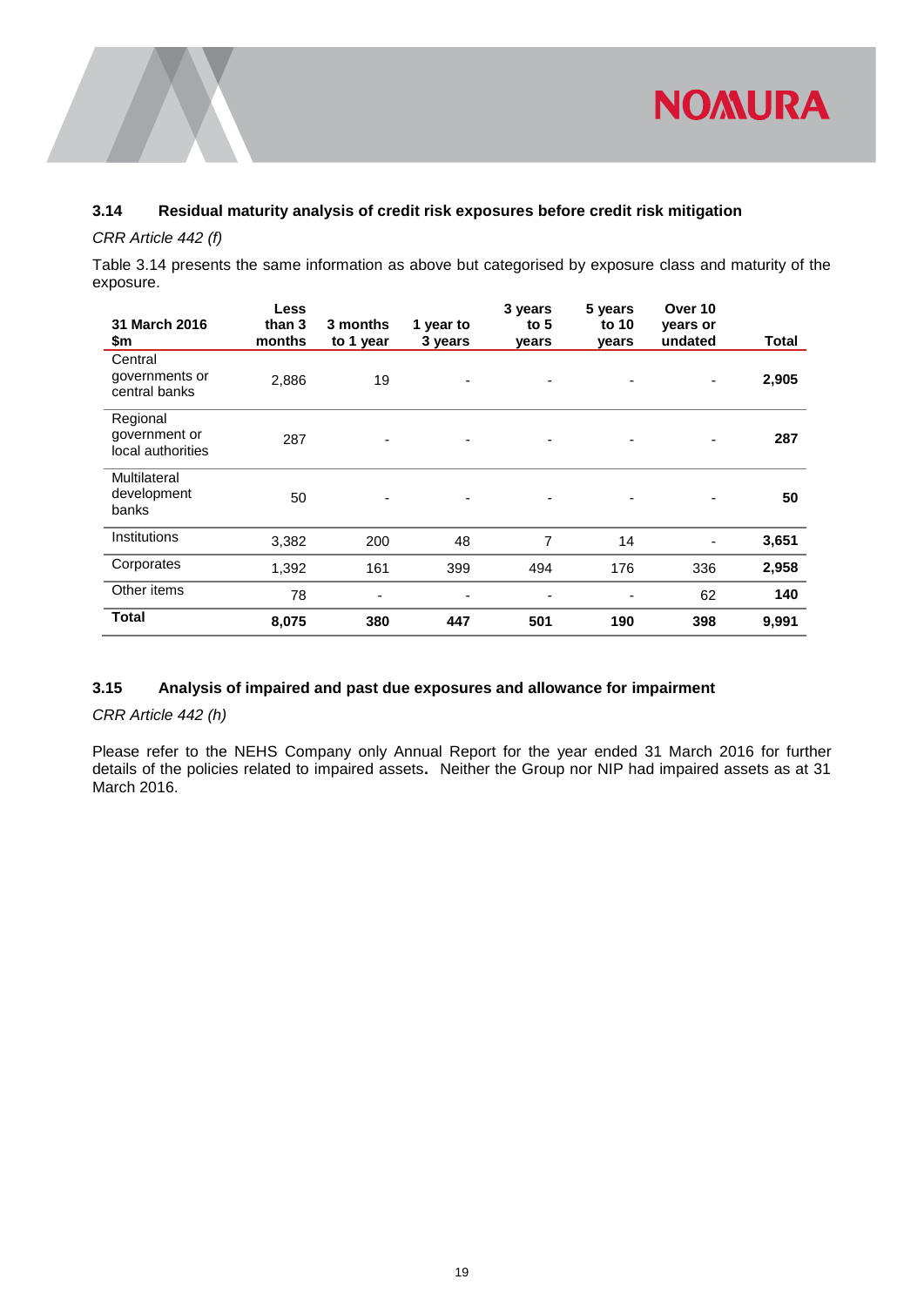### 3.14 Residual maturity analysis of credit risk exposures before credit risk mitigation

*CRR Article 442 (f)*

Table 3.14 presents the same information as above but categorised by exposure class and maturity of the exposure.

| 31 March 2016 $m | Less than 3 months | 3 months to 1 year | 1 year to 3 years | 3 years to 5 years | 5 years to 10 years | Over 10 years or undated | Total |
|---|---|---|---|---|---|---|---|
| Central governments or central banks | 2,886 | 19 | - | - | - | - | **2,905** |
| Regional government or local authorities | 287 | - | - | - | - | - | **287** |
| Multilateral development banks | 50 | - | - | - | - | - | **50** |
| Institutions | 3,382 | 200 | 48 | 7 | 14 | - | **3,651** |
| Corporates | 1,392 | 161 | 399 | 494 | 176 | 336 | **2,958** |
| Other items | 78 | - | - | - | - | 62 | **140** |
| **Total** | **8,075** | **380** | **447** | **501** | **190** | **398** | **9,991** |

### 3.15 Analysis of impaired and past due exposures and allowance for impairment

*CRR Article 442 (h)*

Please refer to the NEHS Company only Annual Report for the year ended 31 March 2016 for further details of the policies related to impaired assets**.** Neither the Group nor NIP had impaired assets as at 31 March 2016.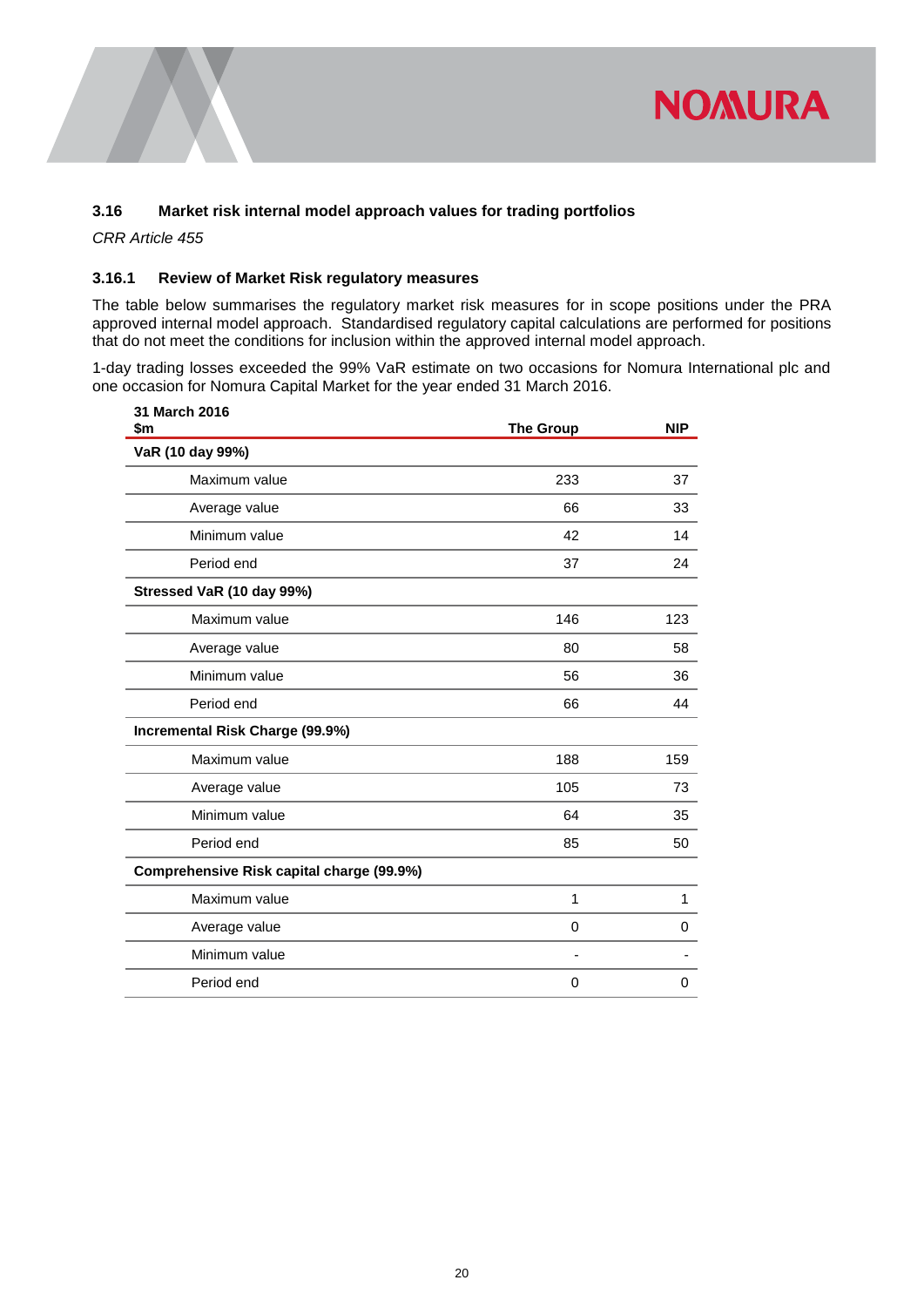### 3.16 Market risk internal model approach values for trading portfolios

*CRR Article 455*

#### 3.16.1 Review of Market Risk regulatory measures

The table below summarises the regulatory market risk measures for in scope positions under the PRA approved internal model approach. Standardised regulatory capital calculations are performed for positions that do not meet the conditions for inclusion within the approved internal model approach.

1-day trading losses exceeded the 99% VaR estimate on two occasions for Nomura International plc and one occasion for Nomura Capital Market for the year ended 31 March 2016.

| 31 March 2016<br>$m | The Group | NIP |
|---|---|---|
| **VaR (10 day 99%)** | | |
| Maximum value | 233 | 37 |
| Average value | 66 | 33 |
| Minimum value | 42 | 14 |
| Period end | 37 | 24 |
| **Stressed VaR (10 day 99%)** | | |
| Maximum value | 146 | 123 |
| Average value | 80 | 58 |
| Minimum value | 56 | 36 |
| Period end | 66 | 44 |
| **Incremental Risk Charge (99.9%)** | | |
| Maximum value | 188 | 159 |
| Average value | 105 | 73 |
| Minimum value | 64 | 35 |
| Period end | 85 | 50 |
| **Comprehensive Risk capital charge (99.9%)** | | |
| Maximum value | 1 | 1 |
| Average value | 0 | 0 |
| Minimum value | - | - |
| Period end | 0 | 0 |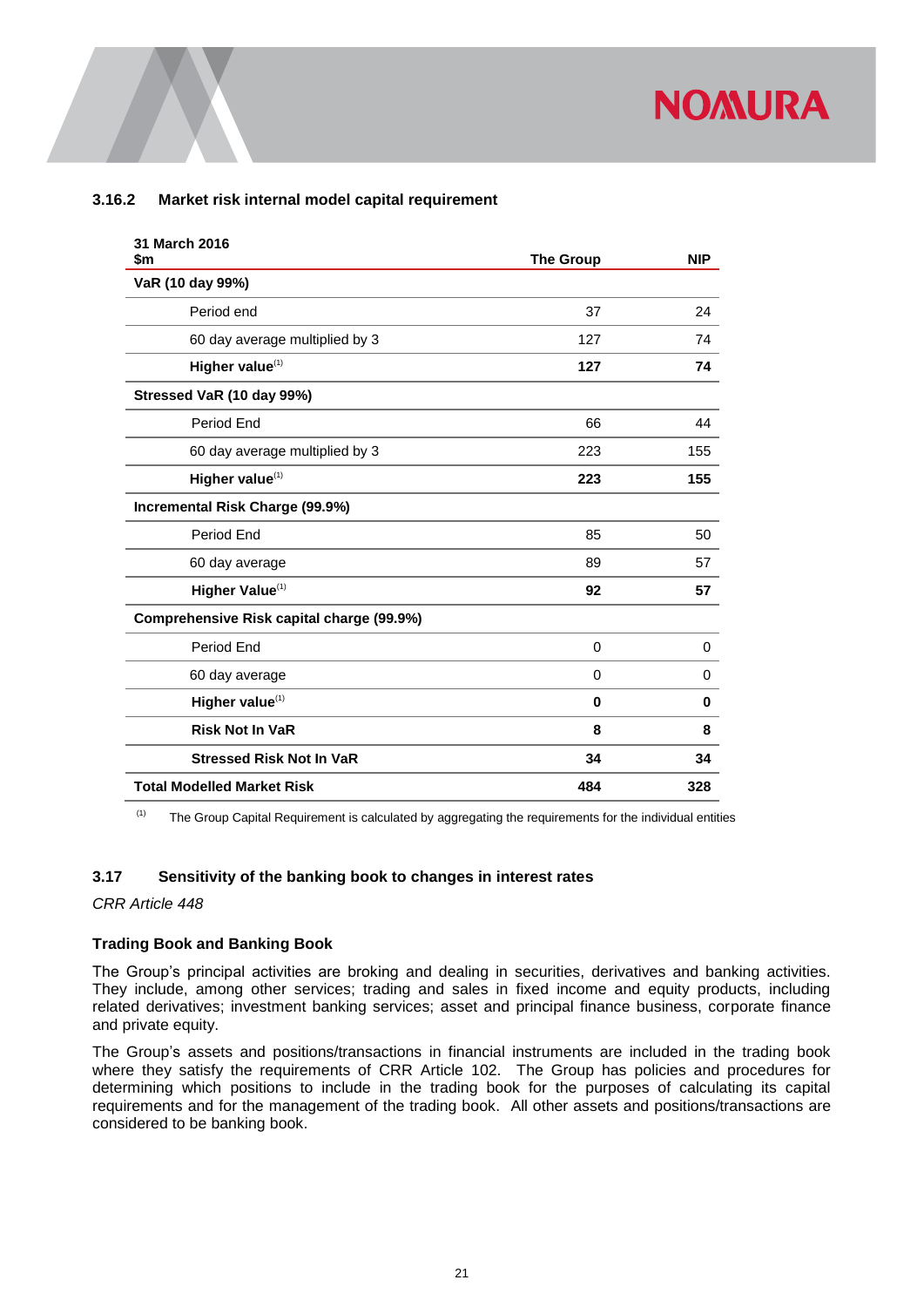### 3.16.2 Market risk internal model capital requirement

| 31 March 2016<br>$m | The Group | NIP |
|---|---|---|
| **VaR (10 day 99%)** | | |
| Period end | 37 | 24 |
| 60 day average multiplied by 3 | 127 | 74 |
| **Higher value**[(1)] | **127** | **74** |
| **Stressed VaR (10 day 99%)** | | |
| Period End | 66 | 44 |
| 60 day average multiplied by 3 | 223 | 155 |
| **Higher value**[(1)] | **223** | **155** |
| **Incremental Risk Charge (99.9%)** | | |
| Period End | 85 | 50 |
| 60 day average | 89 | 57 |
| **Higher Value**[(1)] | **92** | **57** |
| **Comprehensive Risk capital charge (99.9%)** | | |
| Period End | 0 | 0 |
| 60 day average | 0 | 0 |
| **Higher value**[(1)] | **0** | **0** |
| **Risk Not In VaR** | **8** | **8** |
| **Stressed Risk Not In VaR** | **34** | **34** |
| **Total Modelled Market Risk** | **484** | **328** |

(1) The Group Capital Requirement is calculated by aggregating the requirements for the individual entities

## 3.17 Sensitivity of the banking book to changes in interest rates

*CRR Article 448*

### Trading Book and Banking Book

The Group's principal activities are broking and dealing in securities, derivatives and banking activities. They include, among other services; trading and sales in fixed income and equity products, including related derivatives; investment banking services; asset and principal finance business, corporate finance and private equity.

The Group's assets and positions/transactions in financial instruments are included in the trading book where they satisfy the requirements of CRR Article 102. The Group has policies and procedures for determining which positions to include in the trading book for the purposes of calculating its capital requirements and for the management of the trading book. All other assets and positions/transactions are considered to be banking book.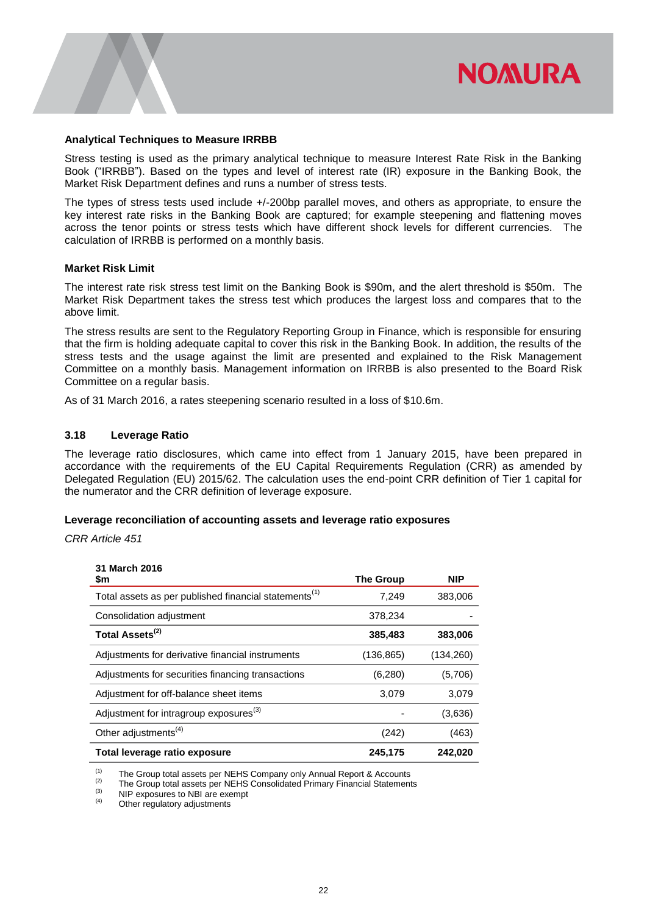### Analytical Techniques to Measure IRRBB

Stress testing is used as the primary analytical technique to measure Interest Rate Risk in the Banking Book ("IRRBB"). Based on the types and level of interest rate (IR) exposure in the Banking Book, the Market Risk Department defines and runs a number of stress tests.

The types of stress tests used include +/-200bp parallel moves, and others as appropriate, to ensure the key interest rate risks in the Banking Book are captured; for example steepening and flattening moves across the tenor points or stress tests which have different shock levels for different currencies. The calculation of IRRBB is performed on a monthly basis.

### Market Risk Limit

The interest rate risk stress test limit on the Banking Book is $90m, and the alert threshold is $50m. The Market Risk Department takes the stress test which produces the largest loss and compares that to the above limit.

The stress results are sent to the Regulatory Reporting Group in Finance, which is responsible for ensuring that the firm is holding adequate capital to cover this risk in the Banking Book. In addition, the results of the stress tests and the usage against the limit are presented and explained to the Risk Management Committee on a monthly basis. Management information on IRRBB is also presented to the Board Risk Committee on a regular basis.

As of 31 March 2016, a rates steepening scenario resulted in a loss of $10.6m.

## 3.18 Leverage Ratio

The leverage ratio disclosures, which came into effect from 1 January 2015, have been prepared in accordance with the requirements of the EU Capital Requirements Regulation (CRR) as amended by Delegated Regulation (EU) 2015/62. The calculation uses the end-point CRR definition of Tier 1 capital for the numerator and the CRR definition of leverage exposure.

### Leverage reconciliation of accounting assets and leverage ratio exposures

*CRR Article 451*

| **31 March 2016**<br>**$m** | **The Group** | **NIP** |
|---|---|---|
| Total assets as per published financial statements[1] | 7,249 | 383,006 |
| Consolidation adjustment | 378,234 | - |
| **Total Assets[2]** | **385,483** | **383,006** |
| Adjustments for derivative financial instruments | (136,865) | (134,260) |
| Adjustments for securities financing transactions | (6,280) | (5,706) |
| Adjustment for off-balance sheet items | 3,079 | 3,079 |
| Adjustment for intragroup exposures[3] | - | (3,636) |
| Other adjustments[4] | (242) | (463) |
| **Total leverage ratio exposure** | **245,175** | **242,020** |

(1) The Group total assets per NEHS Company only Annual Report & Accounts
(2) The Group total assets per NEHS Consolidated Primary Financial Statements
(3) NIP exposures to NBI are exempt
(4) Other regulatory adjustments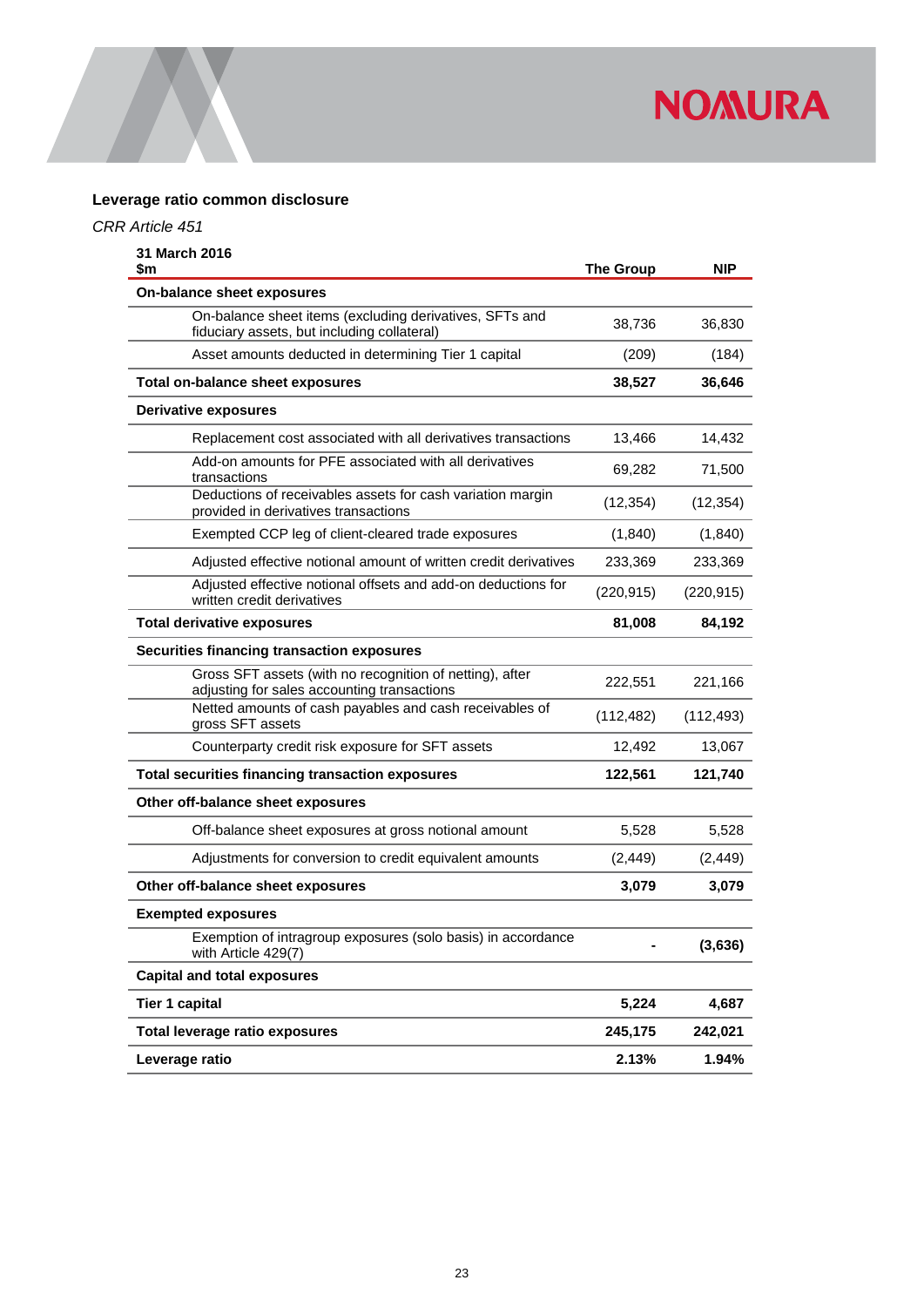**Leverage ratio common disclosure**

*CRR Article 451*

| **31 March 2016**<br>**$m** | **The Group** | **NIP** |
|---|---|---|
| **On-balance sheet exposures** | | |
| On-balance sheet items (excluding derivatives, SFTs and fiduciary assets, but including collateral) | 38,736 | 36,830 |
| Asset amounts deducted in determining Tier 1 capital | (209) | (184) |
| **Total on-balance sheet exposures** | **38,527** | **36,646** |
| **Derivative exposures** | | |
| Replacement cost associated with all derivatives transactions | 13,466 | 14,432 |
| Add-on amounts for PFE associated with all derivatives transactions | 69,282 | 71,500 |
| Deductions of receivables assets for cash variation margin provided in derivatives transactions | (12,354) | (12,354) |
| Exempted CCP leg of client-cleared trade exposures | (1,840) | (1,840) |
| Adjusted effective notional amount of written credit derivatives | 233,369 | 233,369 |
| Adjusted effective notional offsets and add-on deductions for written credit derivatives | (220,915) | (220,915) |
| **Total derivative exposures** | **81,008** | **84,192** |
| **Securities financing transaction exposures** | | |
| Gross SFT assets (with no recognition of netting), after adjusting for sales accounting transactions | 222,551 | 221,166 |
| Netted amounts of cash payables and cash receivables of gross SFT assets | (112,482) | (112,493) |
| Counterparty credit risk exposure for SFT assets | 12,492 | 13,067 |
| **Total securities financing transaction exposures** | **122,561** | **121,740** |
| **Other off-balance sheet exposures** | | |
| Off-balance sheet exposures at gross notional amount | 5,528 | 5,528 |
| Adjustments for conversion to credit equivalent amounts | (2,449) | (2,449) |
| **Other off-balance sheet exposures** | **3,079** | **3,079** |
| **Exempted exposures** | | |
| Exemption of intragroup exposures (solo basis) in accordance with Article 429(7) | **-** | **(3,636)** |
| **Capital and total exposures** | | |
| **Tier 1 capital** | **5,224** | **4,687** |
| **Total leverage ratio exposures** | **245,175** | **242,021** |
| **Leverage ratio** | **2.13%** | **1.94%** |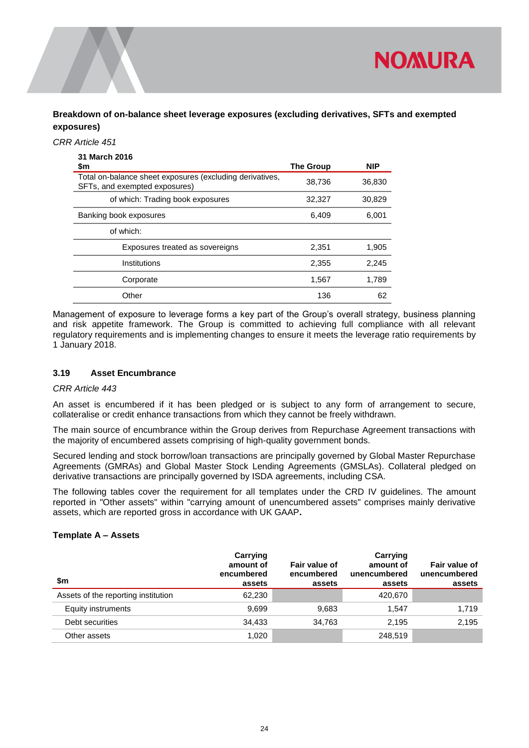**Breakdown of on-balance sheet leverage exposures (excluding derivatives, SFTs and exempted exposures)**

*CRR Article 451*

| 31 March 2016<br>$m | The Group | NIP |
|---|---|---|
| Total on-balance sheet exposures (excluding derivatives, SFTs, and exempted exposures) | 38,736 | 36,830 |
| of which: Trading book exposures | 32,327 | 30,829 |
| Banking book exposures | 6,409 | 6,001 |
| of which: | | |
| Exposures treated as sovereigns | 2,351 | 1,905 |
| Institutions | 2,355 | 2,245 |
| Corporate | 1,567 | 1,789 |
| Other | 136 | 62 |

Management of exposure to leverage forms a key part of the Group's overall strategy, business planning and risk appetite framework. The Group is committed to achieving full compliance with all relevant regulatory requirements and is implementing changes to ensure it meets the leverage ratio requirements by 1 January 2018.

### 3.19 Asset Encumbrance

*CRR Article 443*

An asset is encumbered if it has been pledged or is subject to any form of arrangement to secure, collateralise or credit enhance transactions from which they cannot be freely withdrawn.

The main source of encumbrance within the Group derives from Repurchase Agreement transactions with the majority of encumbered assets comprising of high-quality government bonds.

Secured lending and stock borrow/loan transactions are principally governed by Global Master Repurchase Agreements (GMRAs) and Global Master Stock Lending Agreements (GMSLAs). Collateral pledged on derivative transactions are principally governed by ISDA agreements, including CSA.

The following tables cover the requirement for all templates under the CRD IV guidelines. The amount reported in "Other assets" within "carrying amount of unencumbered assets" comprises mainly derivative assets, which are reported gross in accordance with UK GAAP**.**

**Template A – Assets**

| $m | Carrying amount of encumbered assets | Fair value of encumbered assets | Carrying amount of unencumbered assets | Fair value of unencumbered assets |
|---|---|---|---|---|
| Assets of the reporting institution | 62,230 | | 420,670 | |
| Equity instruments | 9,699 | 9,683 | 1,547 | 1,719 |
| Debt securities | 34,433 | 34,763 | 2,195 | 2,195 |
| Other assets | 1,020 | | 248,519 | |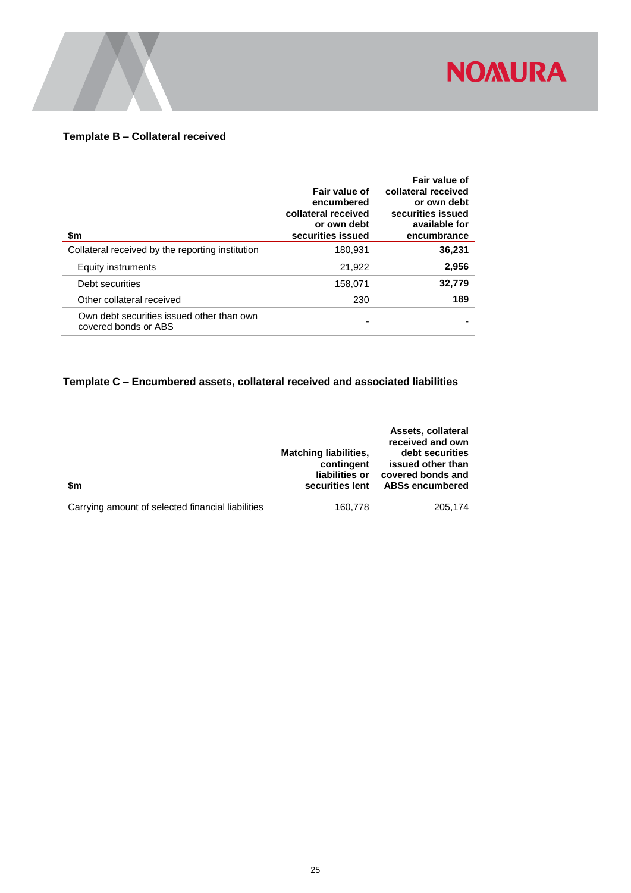**Template B – Collateral received**

| $m | Fair value of encumbered collateral received or own debt securities issued | Fair value of collateral received or own debt securities issued available for encumbrance |
|---|---|---|
| Collateral received by the reporting institution | 180,931 | **36,231** |
| Equity instruments | 21,922 | **2,956** |
| Debt securities | 158,071 | **32,779** |
| Other collateral received | 230 | **189** |
| Own debt securities issued other than own covered bonds or ABS | - | - |

**Template C – Encumbered assets, collateral received and associated liabilities**

| $m | Matching liabilities, contingent liabilities or securities lent | Assets, collateral received and own debt securities issued other than covered bonds and ABSs encumbered |
|---|---|---|
| Carrying amount of selected financial liabilities | 160,778 | 205,174 |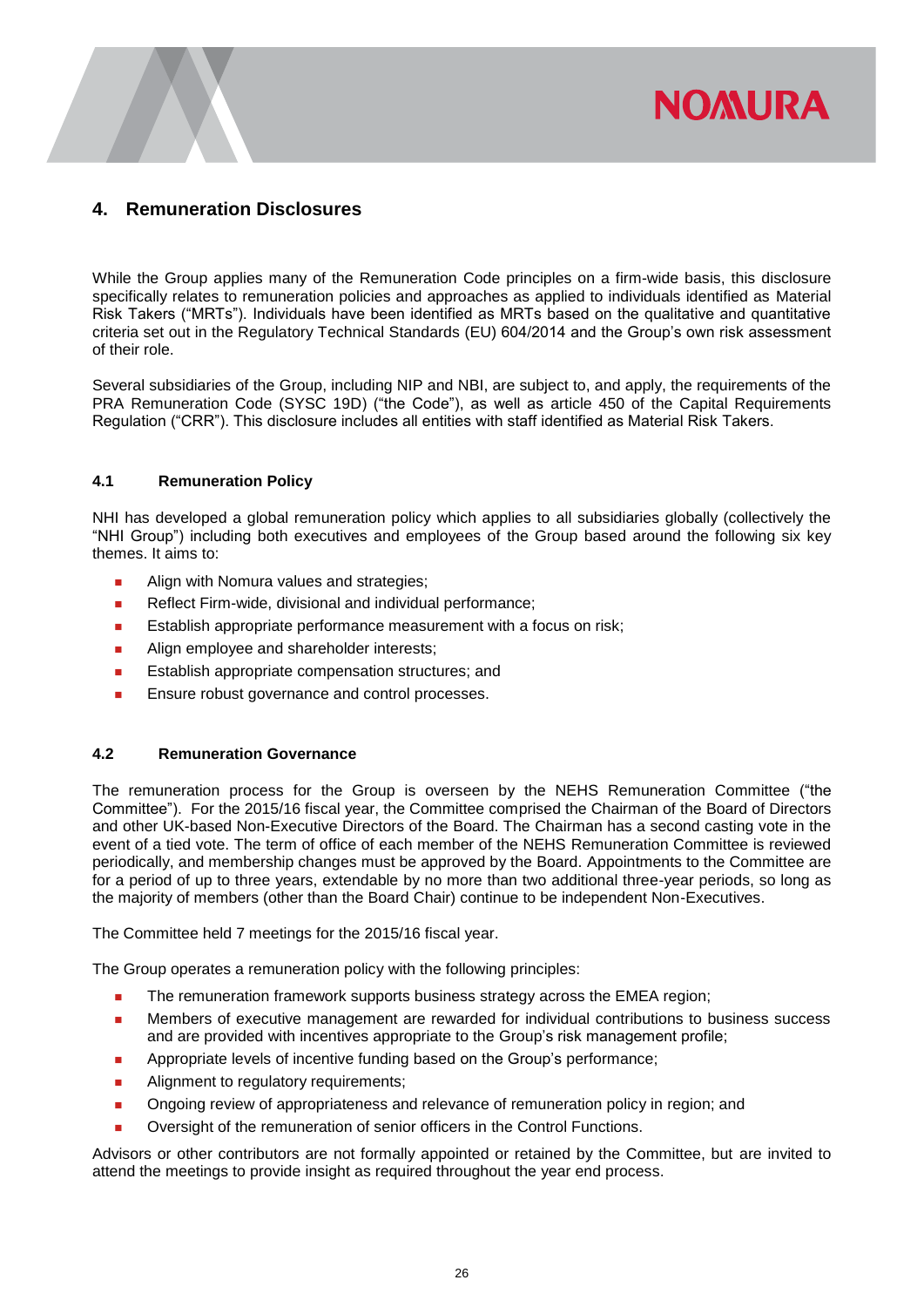## 4. Remuneration Disclosures

While the Group applies many of the Remuneration Code principles on a firm-wide basis, this disclosure specifically relates to remuneration policies and approaches as applied to individuals identified as Material Risk Takers ("MRTs"). Individuals have been identified as MRTs based on the qualitative and quantitative criteria set out in the Regulatory Technical Standards (EU) 604/2014 and the Group's own risk assessment of their role.

Several subsidiaries of the Group, including NIP and NBI, are subject to, and apply, the requirements of the PRA Remuneration Code (SYSC 19D) ("the Code"), as well as article 450 of the Capital Requirements Regulation ("CRR"). This disclosure includes all entities with staff identified as Material Risk Takers.

### 4.1 Remuneration Policy

NHI has developed a global remuneration policy which applies to all subsidiaries globally (collectively the "NHI Group") including both executives and employees of the Group based around the following six key themes. It aims to:

- Align with Nomura values and strategies;
- Reflect Firm-wide, divisional and individual performance;
- Establish appropriate performance measurement with a focus on risk;
- Align employee and shareholder interests;
- Establish appropriate compensation structures; and
- Ensure robust governance and control processes.

### 4.2 Remuneration Governance

The remuneration process for the Group is overseen by the NEHS Remuneration Committee ("the Committee"). For the 2015/16 fiscal year, the Committee comprised the Chairman of the Board of Directors and other UK-based Non-Executive Directors of the Board. The Chairman has a second casting vote in the event of a tied vote. The term of office of each member of the NEHS Remuneration Committee is reviewed periodically, and membership changes must be approved by the Board. Appointments to the Committee are for a period of up to three years, extendable by no more than two additional three-year periods, so long as the majority of members (other than the Board Chair) continue to be independent Non-Executives.

The Committee held 7 meetings for the 2015/16 fiscal year.

The Group operates a remuneration policy with the following principles:

- The remuneration framework supports business strategy across the EMEA region;
- Members of executive management are rewarded for individual contributions to business success and are provided with incentives appropriate to the Group's risk management profile;
- Appropriate levels of incentive funding based on the Group's performance;
- Alignment to regulatory requirements;
- Ongoing review of appropriateness and relevance of remuneration policy in region; and
- Oversight of the remuneration of senior officers in the Control Functions.

Advisors or other contributors are not formally appointed or retained by the Committee, but are invited to attend the meetings to provide insight as required throughout the year end process.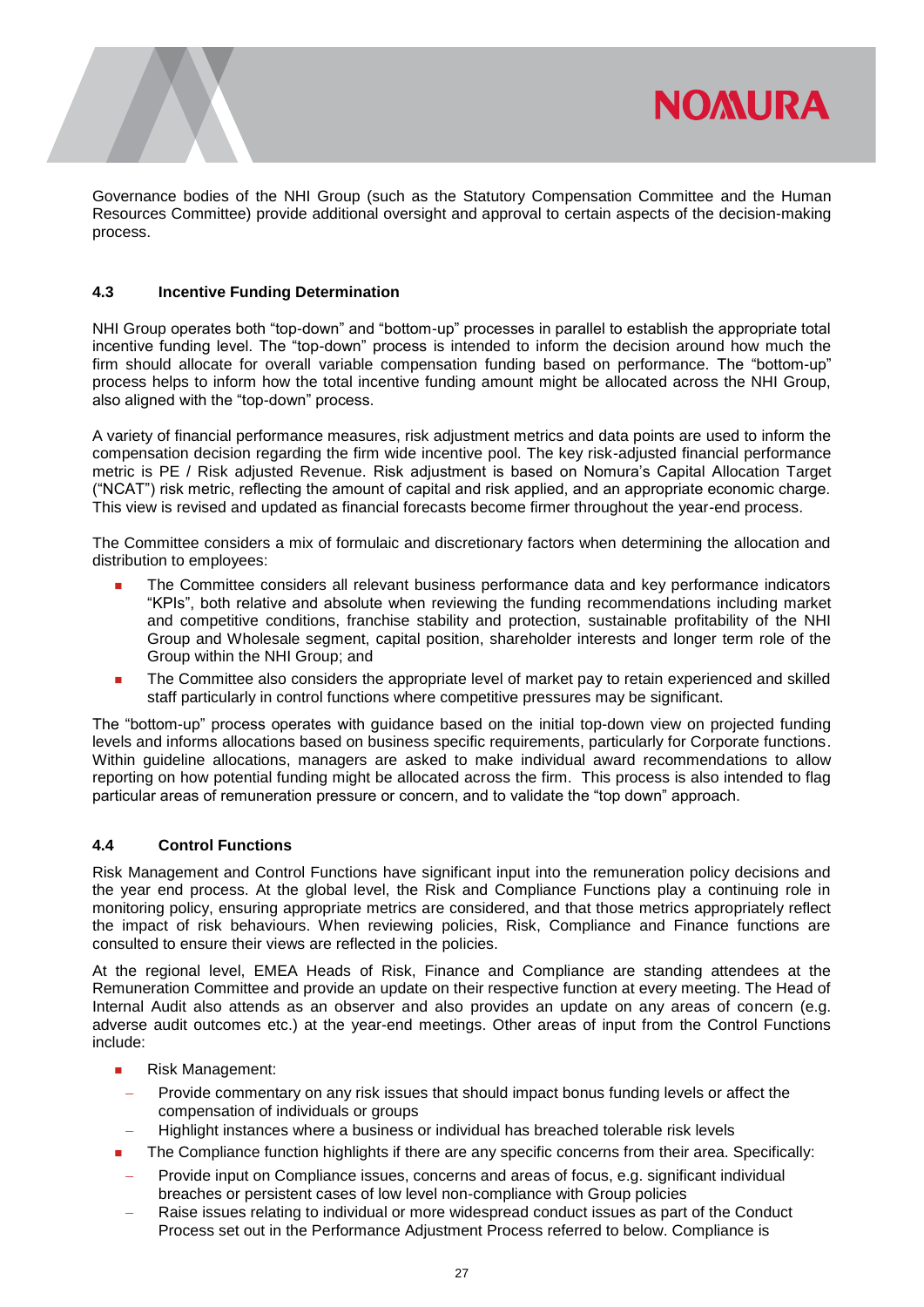Governance bodies of the NHI Group (such as the Statutory Compensation Committee and the Human Resources Committee) provide additional oversight and approval to certain aspects of the decision-making process.

### 4.3 Incentive Funding Determination

NHI Group operates both "top-down" and "bottom-up" processes in parallel to establish the appropriate total incentive funding level. The "top-down" process is intended to inform the decision around how much the firm should allocate for overall variable compensation funding based on performance. The "bottom-up" process helps to inform how the total incentive funding amount might be allocated across the NHI Group, also aligned with the "top-down" process.

A variety of financial performance measures, risk adjustment metrics and data points are used to inform the compensation decision regarding the firm wide incentive pool. The key risk-adjusted financial performance metric is PE / Risk adjusted Revenue. Risk adjustment is based on Nomura's Capital Allocation Target ("NCAT") risk metric, reflecting the amount of capital and risk applied, and an appropriate economic charge. This view is revised and updated as financial forecasts become firmer throughout the year-end process.

The Committee considers a mix of formulaic and discretionary factors when determining the allocation and distribution to employees:

- The Committee considers all relevant business performance data and key performance indicators "KPIs", both relative and absolute when reviewing the funding recommendations including market and competitive conditions, franchise stability and protection, sustainable profitability of the NHI Group and Wholesale segment, capital position, shareholder interests and longer term role of the Group within the NHI Group; and
- The Committee also considers the appropriate level of market pay to retain experienced and skilled staff particularly in control functions where competitive pressures may be significant.

The "bottom-up" process operates with guidance based on the initial top-down view on projected funding levels and informs allocations based on business specific requirements, particularly for Corporate functions. Within guideline allocations, managers are asked to make individual award recommendations to allow reporting on how potential funding might be allocated across the firm. This process is also intended to flag particular areas of remuneration pressure or concern, and to validate the "top down" approach.

### 4.4 Control Functions

Risk Management and Control Functions have significant input into the remuneration policy decisions and the year end process. At the global level, the Risk and Compliance Functions play a continuing role in monitoring policy, ensuring appropriate metrics are considered, and that those metrics appropriately reflect the impact of risk behaviours. When reviewing policies, Risk, Compliance and Finance functions are consulted to ensure their views are reflected in the policies.

At the regional level, EMEA Heads of Risk, Finance and Compliance are standing attendees at the Remuneration Committee and provide an update on their respective function at every meeting. The Head of Internal Audit also attends as an observer and also provides an update on any areas of concern (e.g. adverse audit outcomes etc.) at the year-end meetings. Other areas of input from the Control Functions include:

- Risk Management:
  - Provide commentary on any risk issues that should impact bonus funding levels or affect the compensation of individuals or groups
  - Highlight instances where a business or individual has breached tolerable risk levels
- The Compliance function highlights if there are any specific concerns from their area. Specifically:
  - Provide input on Compliance issues, concerns and areas of focus, e.g. significant individual breaches or persistent cases of low level non-compliance with Group policies
  - Raise issues relating to individual or more widespread conduct issues as part of the Conduct Process set out in the Performance Adjustment Process referred to below. Compliance is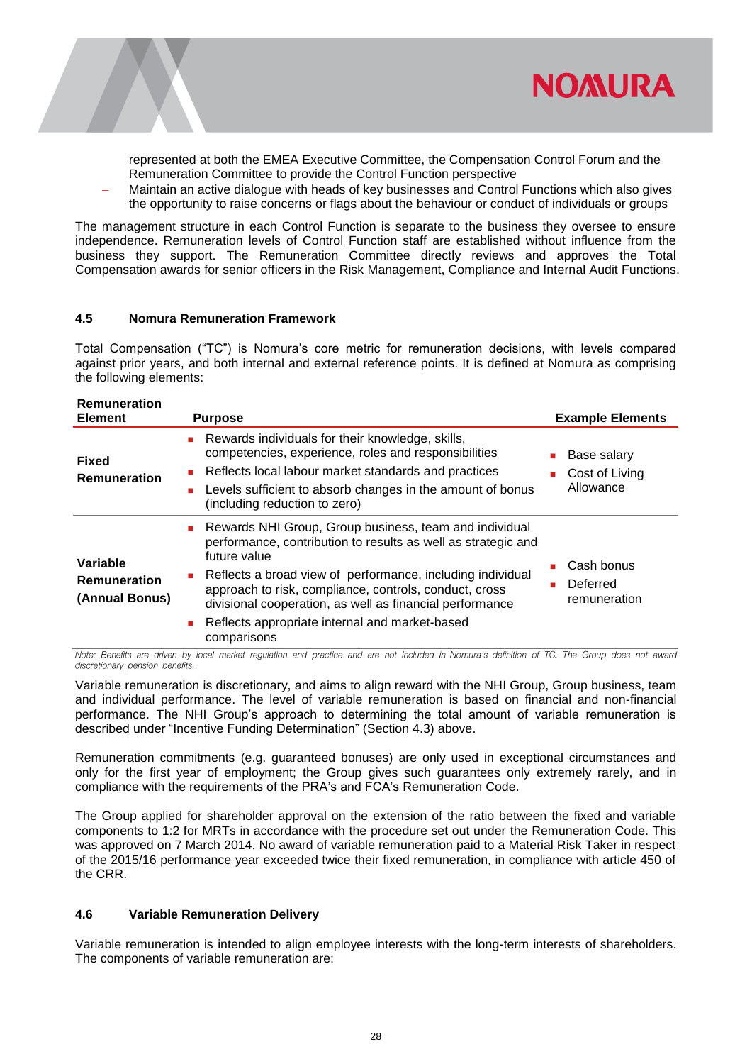represented at both the EMEA Executive Committee, the Compensation Control Forum and the Remuneration Committee to provide the Control Function perspective

- Maintain an active dialogue with heads of key businesses and Control Functions which also gives the opportunity to raise concerns or flags about the behaviour or conduct of individuals or groups

The management structure in each Control Function is separate to the business they oversee to ensure independence. Remuneration levels of Control Function staff are established without influence from the business they support. The Remuneration Committee directly reviews and approves the Total Compensation awards for senior officers in the Risk Management, Compliance and Internal Audit Functions.

### 4.5 Nomura Remuneration Framework

Total Compensation ("TC") is Nomura's core metric for remuneration decisions, with levels compared against prior years, and both internal and external reference points. It is defined at Nomura as comprising the following elements:

| Remuneration Element | Purpose | Example Elements |
|---|---|---|
| **Fixed Remuneration** | - Rewards individuals for their knowledge, skills, competencies, experience, roles and responsibilities<br>- Reflects local labour market standards and practices<br>- Levels sufficient to absorb changes in the amount of bonus (including reduction to zero) | - Base salary<br>- Cost of Living Allowance |
| **Variable Remuneration (Annual Bonus)** | - Rewards NHI Group, Group business, team and individual performance, contribution to results as well as strategic and future value<br>- Reflects a broad view of performance, including individual approach to risk, compliance, controls, conduct, cross divisional cooperation, as well as financial performance<br>- Reflects appropriate internal and market-based comparisons | - Cash bonus<br>- Deferred remuneration |

*Note: Benefits are driven by local market regulation and practice and are not included in Nomura's definition of TC. The Group does not award discretionary pension benefits.*

Variable remuneration is discretionary, and aims to align reward with the NHI Group, Group business, team and individual performance. The level of variable remuneration is based on financial and non-financial performance. The NHI Group's approach to determining the total amount of variable remuneration is described under "Incentive Funding Determination" (Section 4.3) above.

Remuneration commitments (e.g. guaranteed bonuses) are only used in exceptional circumstances and only for the first year of employment; the Group gives such guarantees only extremely rarely, and in compliance with the requirements of the PRA's and FCA's Remuneration Code.

The Group applied for shareholder approval on the extension of the ratio between the fixed and variable components to 1:2 for MRTs in accordance with the procedure set out under the Remuneration Code. This was approved on 7 March 2014. No award of variable remuneration paid to a Material Risk Taker in respect of the 2015/16 performance year exceeded twice their fixed remuneration, in compliance with article 450 of the CRR.

### 4.6 Variable Remuneration Delivery

Variable remuneration is intended to align employee interests with the long-term interests of shareholders. The components of variable remuneration are: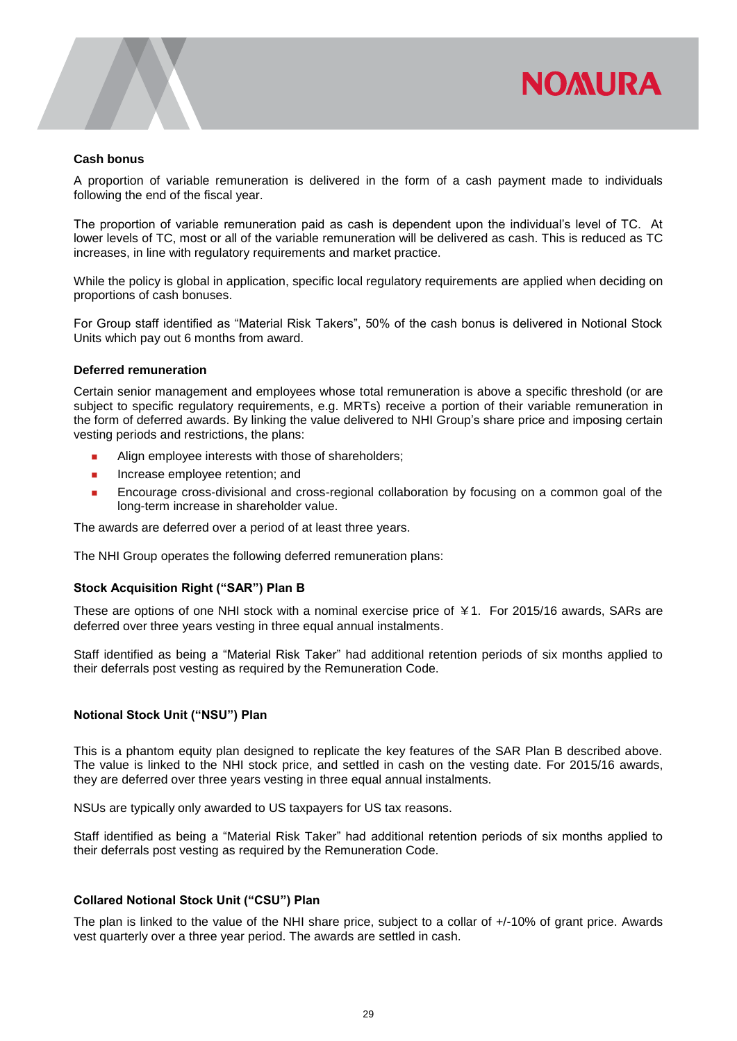**Cash bonus**

A proportion of variable remuneration is delivered in the form of a cash payment made to individuals following the end of the fiscal year.

The proportion of variable remuneration paid as cash is dependent upon the individual's level of TC. At lower levels of TC, most or all of the variable remuneration will be delivered as cash. This is reduced as TC increases, in line with regulatory requirements and market practice.

While the policy is global in application, specific local regulatory requirements are applied when deciding on proportions of cash bonuses.

For Group staff identified as "Material Risk Takers", 50% of the cash bonus is delivered in Notional Stock Units which pay out 6 months from award.

**Deferred remuneration**

Certain senior management and employees whose total remuneration is above a specific threshold (or are subject to specific regulatory requirements, e.g. MRTs) receive a portion of their variable remuneration in the form of deferred awards. By linking the value delivered to NHI Group's share price and imposing certain vesting periods and restrictions, the plans:

- Align employee interests with those of shareholders;
- Increase employee retention; and
- Encourage cross-divisional and cross-regional collaboration by focusing on a common goal of the long-term increase in shareholder value.

The awards are deferred over a period of at least three years.

The NHI Group operates the following deferred remuneration plans:

**Stock Acquisition Right ("SAR") Plan B**

These are options of one NHI stock with a nominal exercise price of ￥1. For 2015/16 awards, SARs are deferred over three years vesting in three equal annual instalments.

Staff identified as being a "Material Risk Taker" had additional retention periods of six months applied to their deferrals post vesting as required by the Remuneration Code.

**Notional Stock Unit ("NSU") Plan**

This is a phantom equity plan designed to replicate the key features of the SAR Plan B described above. The value is linked to the NHI stock price, and settled in cash on the vesting date. For 2015/16 awards, they are deferred over three years vesting in three equal annual instalments.

NSUs are typically only awarded to US taxpayers for US tax reasons.

Staff identified as being a "Material Risk Taker" had additional retention periods of six months applied to their deferrals post vesting as required by the Remuneration Code.

**Collared Notional Stock Unit ("CSU") Plan**

The plan is linked to the value of the NHI share price, subject to a collar of +/-10% of grant price. Awards vest quarterly over a three year period. The awards are settled in cash.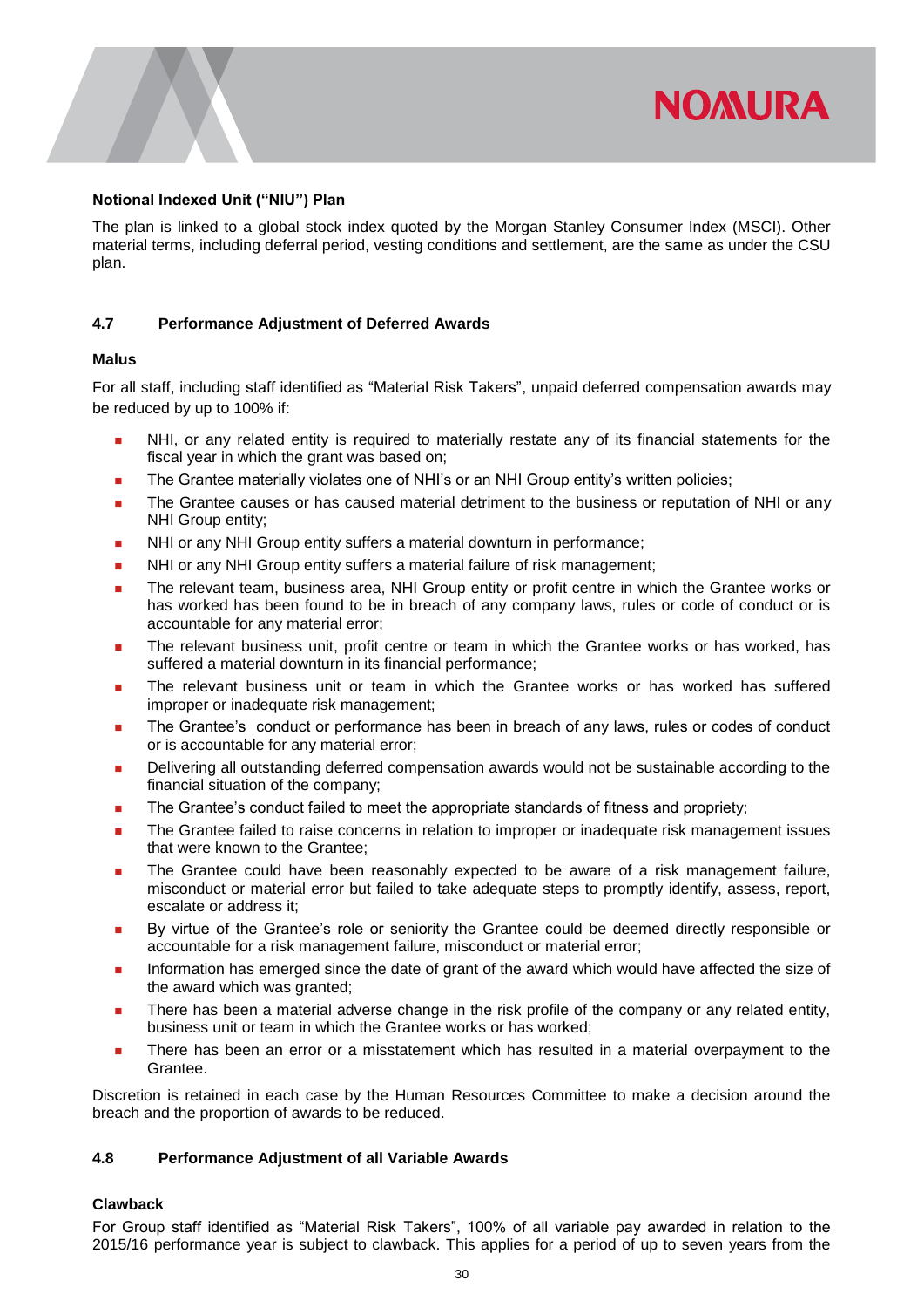**Notional Indexed Unit ("NIU") Plan**

The plan is linked to a global stock index quoted by the Morgan Stanley Consumer Index (MSCI). Other material terms, including deferral period, vesting conditions and settlement, are the same as under the CSU plan.

### 4.7 Performance Adjustment of Deferred Awards

**Malus**

For all staff, including staff identified as "Material Risk Takers", unpaid deferred compensation awards may be reduced by up to 100% if:

- NHI, or any related entity is required to materially restate any of its financial statements for the fiscal year in which the grant was based on;
- The Grantee materially violates one of NHI's or an NHI Group entity's written policies;
- The Grantee causes or has caused material detriment to the business or reputation of NHI or any NHI Group entity;
- NHI or any NHI Group entity suffers a material downturn in performance;
- NHI or any NHI Group entity suffers a material failure of risk management;
- The relevant team, business area, NHI Group entity or profit centre in which the Grantee works or has worked has been found to be in breach of any company laws, rules or code of conduct or is accountable for any material error;
- The relevant business unit, profit centre or team in which the Grantee works or has worked, has suffered a material downturn in its financial performance;
- The relevant business unit or team in which the Grantee works or has worked has suffered improper or inadequate risk management;
- The Grantee's conduct or performance has been in breach of any laws, rules or codes of conduct or is accountable for any material error;
- Delivering all outstanding deferred compensation awards would not be sustainable according to the financial situation of the company;
- The Grantee's conduct failed to meet the appropriate standards of fitness and propriety;
- The Grantee failed to raise concerns in relation to improper or inadequate risk management issues that were known to the Grantee;
- The Grantee could have been reasonably expected to be aware of a risk management failure, misconduct or material error but failed to take adequate steps to promptly identify, assess, report, escalate or address it;
- By virtue of the Grantee's role or seniority the Grantee could be deemed directly responsible or accountable for a risk management failure, misconduct or material error;
- Information has emerged since the date of grant of the award which would have affected the size of the award which was granted;
- There has been a material adverse change in the risk profile of the company or any related entity, business unit or team in which the Grantee works or has worked;
- There has been an error or a misstatement which has resulted in a material overpayment to the Grantee.

Discretion is retained in each case by the Human Resources Committee to make a decision around the breach and the proportion of awards to be reduced.

### 4.8 Performance Adjustment of all Variable Awards

**Clawback**

For Group staff identified as "Material Risk Takers", 100% of all variable pay awarded in relation to the 2015/16 performance year is subject to clawback. This applies for a period of up to seven years from the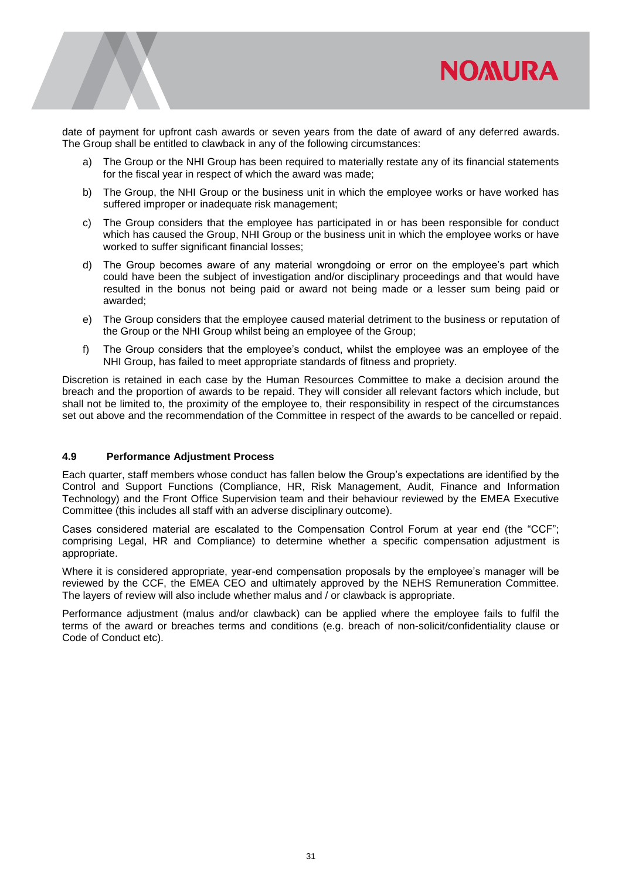date of payment for upfront cash awards or seven years from the date of award of any deferred awards. The Group shall be entitled to clawback in any of the following circumstances:

a) The Group or the NHI Group has been required to materially restate any of its financial statements for the fiscal year in respect of which the award was made;

b) The Group, the NHI Group or the business unit in which the employee works or have worked has suffered improper or inadequate risk management;

c) The Group considers that the employee has participated in or has been responsible for conduct which has caused the Group, NHI Group or the business unit in which the employee works or have worked to suffer significant financial losses;

d) The Group becomes aware of any material wrongdoing or error on the employee's part which could have been the subject of investigation and/or disciplinary proceedings and that would have resulted in the bonus not being paid or award not being made or a lesser sum being paid or awarded;

e) The Group considers that the employee caused material detriment to the business or reputation of the Group or the NHI Group whilst being an employee of the Group;

f) The Group considers that the employee's conduct, whilst the employee was an employee of the NHI Group, has failed to meet appropriate standards of fitness and propriety.

Discretion is retained in each case by the Human Resources Committee to make a decision around the breach and the proportion of awards to be repaid. They will consider all relevant factors which include, but shall not be limited to, the proximity of the employee to, their responsibility in respect of the circumstances set out above and the recommendation of the Committee in respect of the awards to be cancelled or repaid.

### 4.9 Performance Adjustment Process

Each quarter, staff members whose conduct has fallen below the Group's expectations are identified by the Control and Support Functions (Compliance, HR, Risk Management, Audit, Finance and Information Technology) and the Front Office Supervision team and their behaviour reviewed by the EMEA Executive Committee (this includes all staff with an adverse disciplinary outcome).

Cases considered material are escalated to the Compensation Control Forum at year end (the "CCF"; comprising Legal, HR and Compliance) to determine whether a specific compensation adjustment is appropriate.

Where it is considered appropriate, year-end compensation proposals by the employee's manager will be reviewed by the CCF, the EMEA CEO and ultimately approved by the NEHS Remuneration Committee. The layers of review will also include whether malus and / or clawback is appropriate.

Performance adjustment (malus and/or clawback) can be applied where the employee fails to fulfil the terms of the award or breaches terms and conditions (e.g. breach of non-solicit/confidentiality clause or Code of Conduct etc).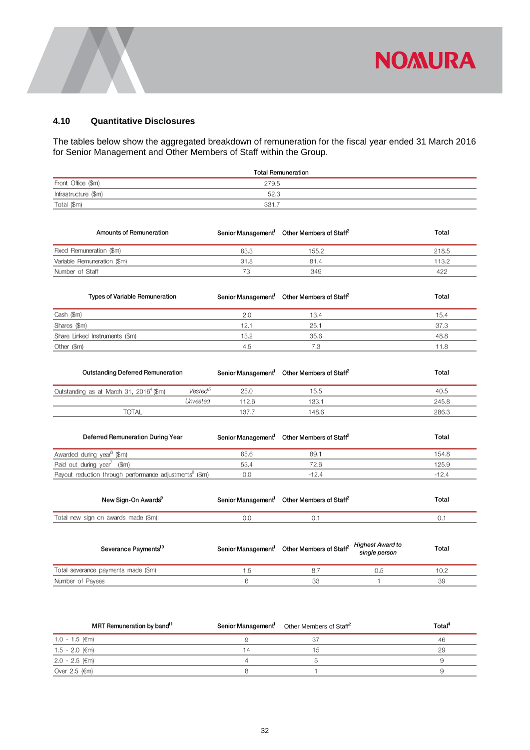### 4.10 Quantitative Disclosures

The tables below show the aggregated breakdown of remuneration for the fiscal year ended 31 March 2016 for Senior Management and Other Members of Staff within the Group.

| | Total Remuneration |
|---|---|
| Front Office ($m) | 279.5 |
| Infrastructure ($m) | 52.3 |
| Total ($m) | 331.7 |

| Amounts of Remuneration | Senior Management[1] | Other Members of Staff[2] | Total |
|---|---|---|---|
| Fixed Remuneration ($m) | 63.3 | 155.2 | 218.5 |
| Variable Remuneration ($m) | 31.8 | 81.4 | 113.2 |
| Number of Staff | 73 | 349 | 422 |

| Types of Variable Remuneration | Senior Management[1] | Other Members of Staff[2] | Total |
|---|---|---|---|
| Cash ($m) | 2.0 | 13.4 | 15.4 |
| Shares ($m) | 12.1 | 25.1 | 37.3 |
| Share Linked Instruments ($m) | 13.2 | 35.6 | 48.8 |
| Other ($m) | 4.5 | 7.3 | 11.8 |

| Outstanding Deferred Remuneration | | Senior Management[1] | Other Members of Staff[2] | Total |
|---|---|---|---|---|
| Outstanding as at March 31, 2016[4] ($m) | *Vested*[5] | 25.0 | 15.5 | 40.5 |
| | *Unvested* | 112.6 | 133.1 | 245.8 |
| TOTAL | | 137.7 | 148.6 | 286.3 |

| Deferred Remuneration During Year | Senior Management[1] | Other Members of Staff[2] | Total |
|---|---|---|---|
| Awarded during year[6] ($m) | 65.6 | 89.1 | 154.8 |
| Paid out during year[7] ($m) | 53.4 | 72.6 | 125.9 |
| Payout reduction through performance adjustments[8] ($m) | 0.0 | -12.4 | -12.4 |

| New Sign-On Awards[9] | Senior Management[1] | Other Members of Staff[2] | Total |
|---|---|---|---|
| Total new sign on awards made ($m): | 0.0 | 0.1 | 0.1 |

| Severance Payments[10] | Senior Management[1] | Other Members of Staff[2] | *Highest Award to single person* | Total |
|---|---|---|---|---|
| Total severance payments made ($m) | 1.5 | 8.7 | 0.5 | 10.2 |
| Number of Payees | 6 | 33 | 1 | 39 |

| MRT Remuneration by band[11] | Senior Management[1] | Other Members of Staff[2] | Total[4] |
|---|---|---|---|
| 1.0 - 1.5 (€m) | 9 | 37 | 46 |
| 1.5 - 2.0 (€m) | 14 | 15 | 29 |
| 2.0 - 2.5 (€m) | 4 | 5 | 9 |
| Over 2.5 (€m) | 8 | 1 | 9 |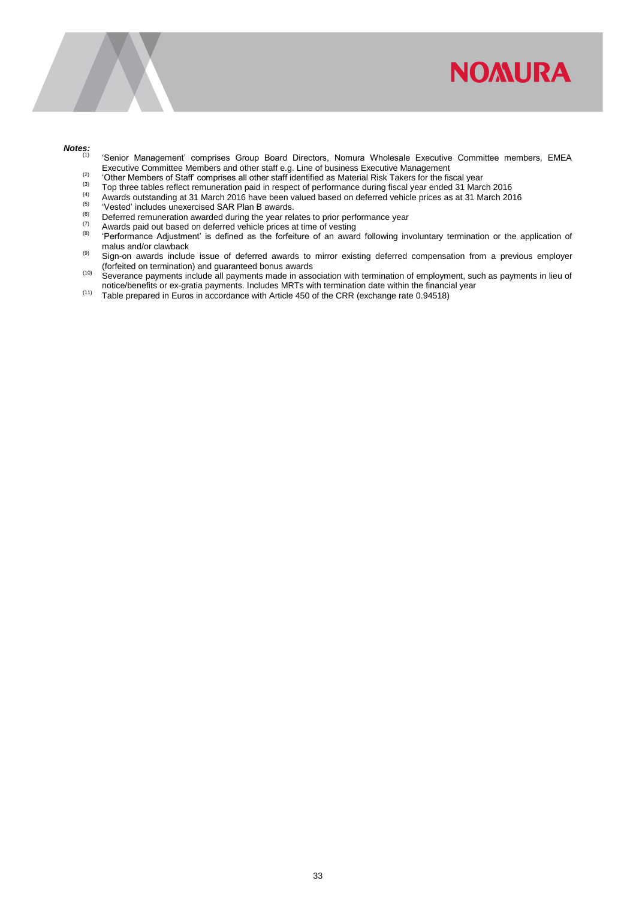***Notes:***

(1) 'Senior Management' comprises Group Board Directors, Nomura Wholesale Executive Committee members, EMEA Executive Committee Members and other staff e.g. Line of business Executive Management

(2) 'Other Members of Staff' comprises all other staff identified as Material Risk Takers for the fiscal year

(3) Top three tables reflect remuneration paid in respect of performance during fiscal year ended 31 March 2016

(4) Awards outstanding at 31 March 2016 have been valued based on deferred vehicle prices as at 31 March 2016

(5) 'Vested' includes unexercised SAR Plan B awards.

(6) Deferred remuneration awarded during the year relates to prior performance year

(7) Awards paid out based on deferred vehicle prices at time of vesting

(8) 'Performance Adjustment' is defined as the forfeiture of an award following involuntary termination or the application of malus and/or clawback

(9) Sign-on awards include issue of deferred awards to mirror existing deferred compensation from a previous employer (forfeited on termination) and guaranteed bonus awards

(10) Severance payments include all payments made in association with termination of employment, such as payments in lieu of notice/benefits or ex-gratia payments. Includes MRTs with termination date within the financial year

(11) Table prepared in Euros in accordance with Article 450 of the CRR (exchange rate 0.94518)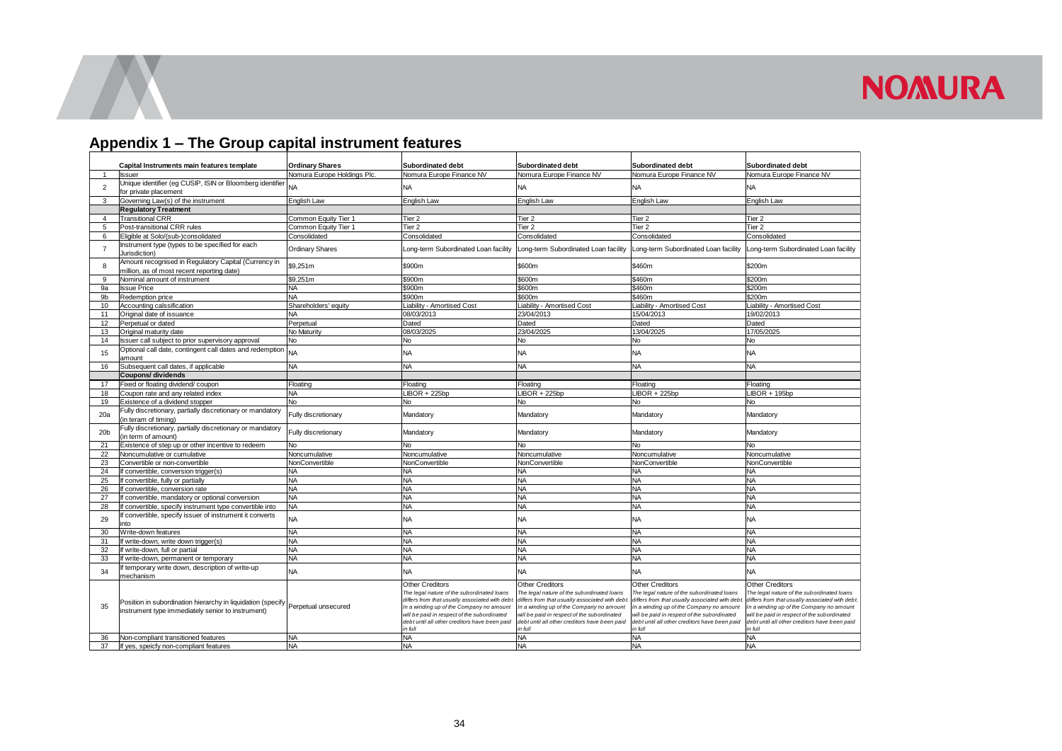## Appendix 1 – The Group capital instrument features

| | Capital Instruments main features template | Ordinary Shares | Subordinated debt | Subordinated debt | Subordinated debt | Subordinated debt |
|---|---|---|---|---|---|---|
| 1 | Issuer | Nomura Europe Holdings Plc. | Nomura Europe Finance NV | Nomura Europe Finance NV | Nomura Europe Finance NV | Nomura Europe Finance NV |
| 2 | Unique identifier (eg CUSIP, ISIN or Bloomberg identifier for private placement | NA | NA | NA | NA | NA |
| 3 | Governing Law(s) of the instrument | English Law | English Law | English Law | English Law | English Law |
| | **Regulatory Treatment** | | | | | |
| 4 | Transitional CRR | Common Equity Tier 1 | Tier 2 | Tier 2 | Tier 2 | Tier 2 |
| 5 | Post-transitional CRR rules | Common Equity Tier 1 | Tier 2 | Tier 2 | Tier 2 | Tier 2 |
| 6 | Eligible at Solo/(sub-)consolidated | Consolidated | Consolidated | Consolidated | Consolidated | Consolidated |
| 7 | Instrument type (types to be specified for each Jurisdiction) | Ordinary Shares | Long-term Subordinated Loan facility | Long-term Subordinated Loan facility | Long-term Subordinated Loan facility | Long-term Subordinated Loan facility |
| 8 | Amount recognised in Regulatory Capital (Currency in million, as of most recent reporting date) | $9,251m | $900m | $600m | $460m | $200m |
| 9 | Nominal amount of instrument | $9,251m | $900m | $600m | $460m | $200m |
| 9a | Issue Price | NA | $900m | $600m | $460m | $200m |
| 9b | Redemption price | NA | $900m | $600m | $460m | $200m |
| 10 | Accounting calssification | Shareholders' equity | Liability - Amortised Cost | Liability - Amortised Cost | Liability - Amortised Cost | Liability - Amortised Cost |
| 11 | Original date of issuance | NA | 08/03/2013 | 23/04/2013 | 15/04/2013 | 19/02/2013 |
| 12 | Perpetual or dated | Perpetual | Dated | Dated | Dated | Dated |
| 13 | Original maturity date | No Maturity | 08/03/2025 | 23/04/2025 | 13/04/2025 | 17/05/2025 |
| 14 | Issuer call subject to prior supervisory approval | No | No | No | No | No |
| 15 | Optional call date, contingent call dates and redemption amount | NA | NA | NA | NA | NA |
| 16 | Subsequent call dates, if applicable | NA | NA | NA | NA | NA |
| | **Coupons/ dividends** | | | | | |
| 17 | Fixed or floating dividend/ coupon | Floating | Floating | Floating | Floating | Floating |
| 18 | Coupon rate and any related index | NA | LIBOR + 225bp | LIBOR + 225bp | LIBOR + 225bp | LIBOR + 195bp |
| 19 | Existence of a dividend stopper | No | No | No | No | No |
| 20a | Fully discretionary, partially discretionary or mandatory (in teram of timing) | Fully discretionary | Mandatory | Mandatory | Mandatory | Mandatory |
| 20b | Fully discretionary, partially discretionary or mandatory (in term of amount) | Fully discretionary | Mandatory | Mandatory | Mandatory | Mandatory |
| 21 | Existence of step up or other incentive to redeem | No | No | No | No | No |
| 22 | Noncumulative or cumulative | Noncumulative | Noncumulative | Noncumulative | Noncumulative | Noncumulative |
| 23 | Convertible or non-convertible | NonConvertible | NonConvertible | NonConvertible | NonConvertible | NonConvertible |
| 24 | If convertible, conversion trigger(s) | NA | NA | NA | NA | NA |
| 25 | If convertible, fully or partially | NA | NA | NA | NA | NA |
| 26 | If convertible, conversion rate | NA | NA | NA | NA | NA |
| 27 | If convertible, mandatory or optional conversion | NA | NA | NA | NA | NA |
| 28 | If convertible, specify instrument type convertible into | NA | NA | NA | NA | NA |
| 29 | If convertible, specify issuer of instrument it converts into | NA | NA | NA | NA | NA |
| 30 | Write-down features | NA | NA | NA | NA | NA |
| 31 | If write-down, write down trigger(s) | NA | NA | NA | NA | NA |
| 32 | If write-down, full or partial | NA | NA | NA | NA | NA |
| 33 | If write-down, permanent or temporary | NA | NA | NA | NA | NA |
| 34 | If temporary write down, description of write-up mechanism | NA | NA | NA | NA | NA |
| 35 | Position in subordination hierarchy in liquidation (specify instrument type immediately senior to instrument) | Perpetual unsecured | Other Creditors *The legal nature of the subordinated loans differs from that usually associated with debt. In a winding up of the Company no amount will be paid in respect of the subordinated debt until all other creditors have been paid in full* | Other Creditors *The legal nature of the subordinated loans differs from that usually associated with debt. In a winding up of the Company no amount will be paid in respect of the subordinated debt until all other creditors have been paid in full* | Other Creditors *The legal nature of the subordinated loans differs from that usually associated with debt. In a winding up of the Company no amount will be paid in respect of the subordinated debt until all other creditors have been paid in full* | Other Creditors *The legal nature of the subordinated loans differs from that usually associated with debt. In a winding up of the Company no amount will be paid in respect of the subordinated debt until all other creditors have been paid in full* |
| 36 | Non-compliant transitioned features | NA | NA | NA | NA | NA |
| 37 | If yes, speicfy non-compliant features | NA | NA | NA | NA | NA |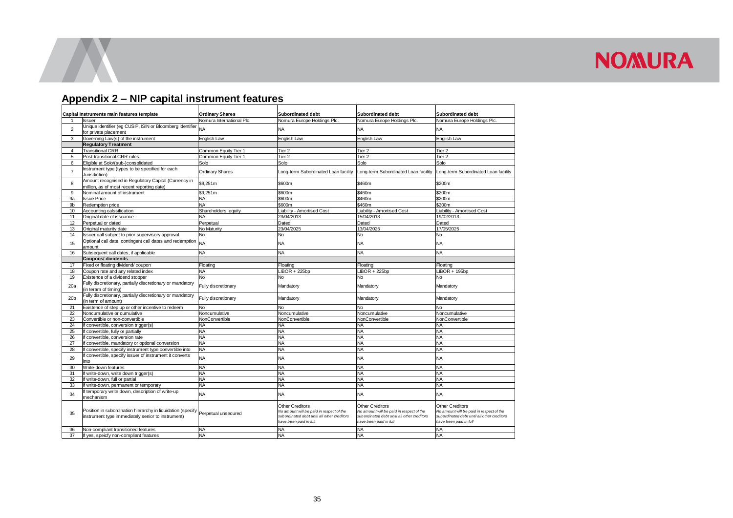## Appendix 2 – NIP capital instrument features

| | Capital Instruments main features template | Ordinary Shares | Subordinated debt | Subordinated debt | Subordinated debt |
|---|---|---|---|---|---|
| 1 | Issuer | Nomura International Plc. | Nomura Europe Holdings Plc. | Nomura Europe Holdings Plc. | Nomura Europe Holdings Plc. |
| 2 | Unique identifier (eg CUSIP, ISIN or Bloomberg identifier for private placement | NA | NA | NA | NA |
| 3 | Governing Law(s) of the instrument | English Law | English Law | English Law | English Law |
| | **Regulatory Treatment** | | | | |
| 4 | Transitional CRR | Common Equity Tier 1 | Tier 2 | Tier 2 | Tier 2 |
| 5 | Post-transitional CRR rules | Common Equity Tier 1 | Tier 2 | Tier 2 | Tier 2 |
| 6 | Eligible at Solo/(sub-)consolidated | Solo | Solo | Solo | Solo |
| 7 | Instrument type (types to be specified for each Jurisdiction) | Ordinary Shares | Long-term Subordinated Loan facility | Long-term Subordinated Loan facility | Long-term Subordinated Loan facility |
| 8 | Amount recognised in Regulatory Capital (Currency in million, as of most recent reporting date) | $9,251m | $600m | $460m | $200m |
| 9 | Nominal amount of instrument | $9,251m | $600m | $460m | $200m |
| 9a | Issue Price | NA | $600m | $460m | $200m |
| 9b | Redemption price | NA | $600m | $460m | $200m |
| 10 | Accounting calssification | Shareholders' equity | Liability - Amortised Cost | Liability - Amortised Cost | Liability - Amortised Cost |
| 11 | Original date of issuance | NA | 23/04/2013 | 15/04/2013 | 19/02/2013 |
| 12 | Perpetual or dated | Perpetual | Dated | Dated | Dated |
| 13 | Original maturity date | No Maturity | 23/04/2025 | 13/04/2025 | 17/05/2025 |
| 14 | Issuer call subject to prior supervisory approval | No | No | No | No |
| 15 | Optional call date, contingent call dates and redemption amount | NA | NA | NA | NA |
| 16 | Subsequent call dates, if applicable | NA | NA | NA | NA |
| | **Coupons/ dividends** | | | | |
| 17 | Fixed or floating dividend/ coupon | Floating | Floating | Floating | Floating |
| 18 | Coupon rate and any related index | NA | LIBOR + 225bp | LIBOR + 225bp | LIBOR + 195bp |
| 19 | Existence of a dividend stopper | No | No | No | No |
| 20a | Fully discretionary, partially discretionary or mandatory (in teram of timing) | Fully discretionary | Mandatory | Mandatory | Mandatory |
| 20b | Fully discretionary, partially discretionary or mandatory (in term of amount) | Fully discretionary | Mandatory | Mandatory | Mandatory |
| 21 | Existence of step up or other incentive to redeem | No | No | No | No |
| 22 | Noncumulative or cumulative | Noncumulative | Noncumulative | Noncumulative | Noncumulative |
| 23 | Convertible or non-convertible | NonConvertible | NonConvertible | NonConvertible | NonConvertible |
| 24 | If convertible, conversion trigger(s) | NA | NA | NA | NA |
| 25 | If convertible, fully or partially | NA | NA | NA | NA |
| 26 | If convertible, conversion rate | NA | NA | NA | NA |
| 27 | If convertible, mandatory or optional conversion | NA | NA | NA | NA |
| 28 | If convertible, specify instrument type convertible into | NA | NA | NA | NA |
| 29 | If convertible, specify issuer of instrument it converts into | NA | NA | NA | NA |
| 30 | Write-down features | NA | NA | NA | NA |
| 31 | If write-down, write down trigger(s) | NA | NA | NA | NA |
| 32 | If write-down, full or partial | NA | NA | NA | NA |
| 33 | If write-down, permanent or temporary | NA | NA | NA | NA |
| 34 | If temporary write down, description of write-up mechanism | NA | NA | NA | NA |
| 35 | Position in subordination hierarchy in liquidation (specify instrument type immediately senior to instrument) | Perpetual unsecured | Other Creditors *No amount will be paid in respect of the subordinated debt until all other creditors have been paid in full* | Other Creditors *No amount will be paid in respect of the subordinated debt until all other creditors have been paid in full* | Other Creditors *No amount will be paid in respect of the subordinated debt until all other creditors have been paid in full* |
| 36 | Non-compliant transitioned features | NA | NA | NA | NA |
| 37 | If yes, speicfy non-compliant features | NA | NA | NA | NA |